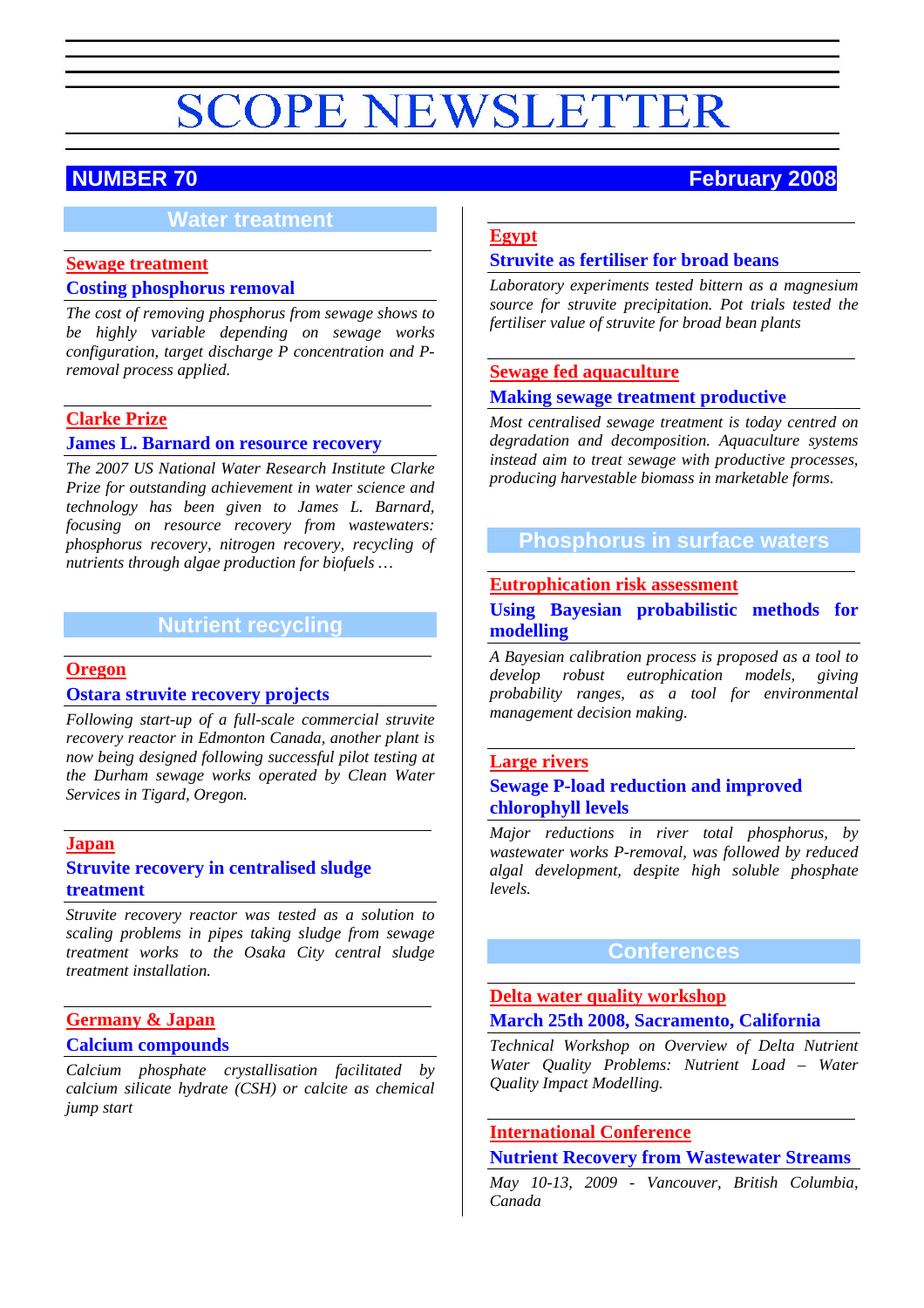# SCOPE NEWSLETTER

**NUMBER 70** **February 2008**

## Water treatment

### Sewage treatment

#### Costing phosphorus removal

*The cost of removing phosphorus from sewage shows to be highly variable depending on sewage works configuration, target discharge P concentration and P-removal process applied.*

### Clarke Prize

#### James L. Barnard on resource recovery

*The 2007 US National Water Research Institute Clarke Prize for outstanding achievement in water science and technology has been given to James L. Barnard, focusing on resource recovery from wastewaters: phosphorus recovery, nitrogen recovery, recycling of nutrients through algae production for biofuels …*

## Nutrient recycling

### Oregon

#### Ostara struvite recovery projects

*Following start-up of a full-scale commercial struvite recovery reactor in Edmonton Canada, another plant is now being designed following successful pilot testing at the Durham sewage works operated by Clean Water Services in Tigard, Oregon.*

### Japan

#### Struvite recovery in centralised sludge treatment

*Struvite recovery reactor was tested as a solution to scaling problems in pipes taking sludge from sewage treatment works to the Osaka City central sludge treatment installation.*

### Germany & Japan

#### Calcium compounds

*Calcium phosphate crystallisation facilitated by calcium silicate hydrate (CSH) or calcite as chemical jump start*

### Egypt

#### Struvite as fertiliser for broad beans

*Laboratory experiments tested bittern as a magnesium source for struvite precipitation. Pot trials tested the fertiliser value of struvite for broad bean plants*

### Sewage fed aquaculture

#### Making sewage treatment productive

*Most centralised sewage treatment is today centred on degradation and decomposition. Aquaculture systems instead aim to treat sewage with productive processes, producing harvestable biomass in marketable forms.*

## Phosphorus in surface waters

### Eutrophication risk assessment

#### Using Bayesian probabilistic methods for modelling

*A Bayesian calibration process is proposed as a tool to develop robust eutrophication models, giving probability ranges, as a tool for environmental management decision making.*

### Large rivers

#### Sewage P-load reduction and improved chlorophyll levels

*Major reductions in river total phosphorus, by wastewater works P-removal, was followed by reduced algal development, despite high soluble phosphate levels.*

## Conferences

### Delta water quality workshop

#### March 25th 2008, Sacramento, California

*Technical Workshop on Overview of Delta Nutrient Water Quality Problems: Nutrient Load – Water Quality Impact Modelling.*

### International Conference

#### Nutrient Recovery from Wastewater Streams

*May 10-13, 2009 - Vancouver, British Columbia, Canada*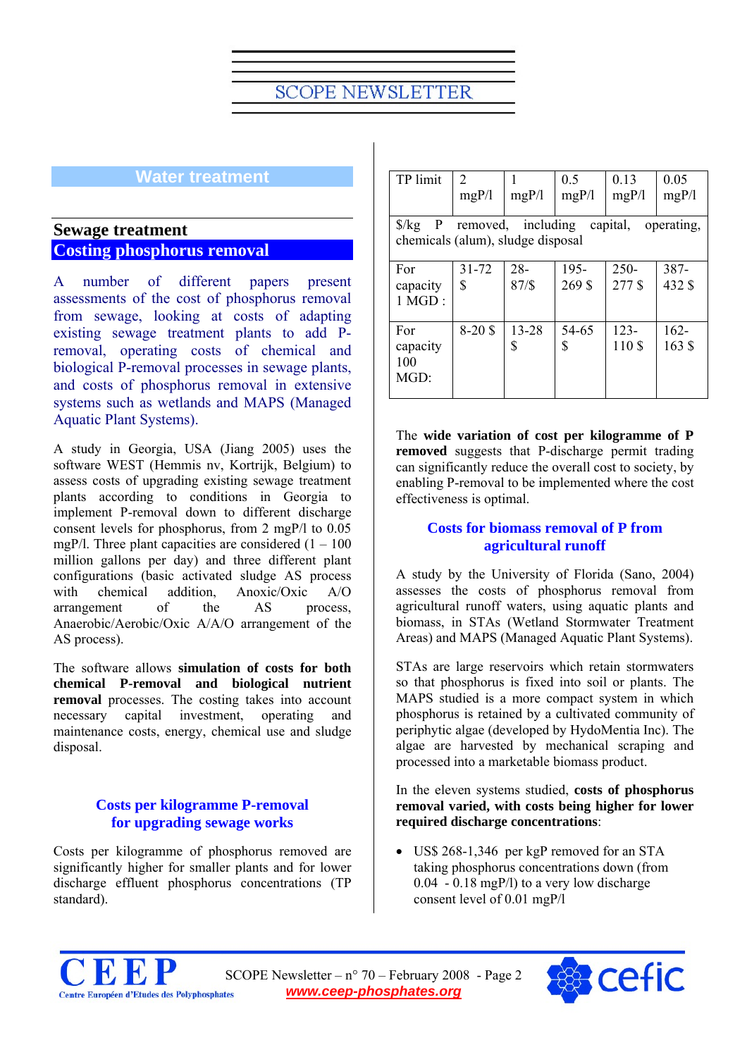## Water treatment

### Sewage treatment

## Costing phosphorus removal

A number of different papers present assessments of the cost of phosphorus removal from sewage, looking at costs of adapting existing sewage treatment plants to add P-removal, operating costs of chemical and biological P-removal processes in sewage plants, and costs of phosphorus removal in extensive systems such as wetlands and MAPS (Managed Aquatic Plant Systems).

A study in Georgia, USA (Jiang 2005) uses the software WEST (Hemmis nv, Kortrijk, Belgium) to assess costs of upgrading existing sewage treatment plants according to conditions in Georgia to implement P-removal down to different discharge consent levels for phosphorus, from 2 mgP/l to 0.05 mgP/l. Three plant capacities are considered (1 – 100 million gallons per day) and three different plant configurations (basic activated sludge AS process with chemical addition, Anoxic/Oxic A/O arrangement of the AS process, Anaerobic/Aerobic/Oxic A/A/O arrangement of the AS process).

The software allows **simulation of costs for both chemical P-removal and biological nutrient removal** processes. The costing takes into account necessary capital investment, operating and maintenance costs, energy, chemical use and sludge disposal.

### Costs per kilogramme P-removal for upgrading sewage works

Costs per kilogramme of phosphorus removed are significantly higher for smaller plants and for lower discharge effluent phosphorus concentrations (TP standard).

| TP limit | 2 mgP/l | 1 mgP/l | 0.5 mgP/l | 0.13 mgP/l | 0.05 mgP/l |
|---|---|---|---|---|---|
| $/kg P removed, including capital, operating, chemicals (alum), sludge disposal | | | | | |
| For capacity 1 MGD : | 31-72 $ | 28-87/$ | 195-269 $ | 250-277 $ | 387-432 $ |
| For capacity 100 MGD: | 8-20 $ | 13-28 $ | 54-65 $ | 123-110 $ | 162-163 $ |

The **wide variation of cost per kilogramme of P removed** suggests that P-discharge permit trading can significantly reduce the overall cost to society, by enabling P-removal to be implemented where the cost effectiveness is optimal.

### Costs for biomass removal of P from agricultural runoff

A study by the University of Florida (Sano, 2004) assesses the costs of phosphorus removal from agricultural runoff waters, using aquatic plants and biomass, in STAs (Wetland Stormwater Treatment Areas) and MAPS (Managed Aquatic Plant Systems).

STAs are large reservoirs which retain stormwaters so that phosphorus is fixed into soil or plants. The MAPS studied is a more compact system in which phosphorus is retained by a cultivated community of periphytic algae (developed by HydoMentia Inc). The algae are harvested by mechanical scraping and processed into a marketable biomass product.

In the eleven systems studied, **costs of phosphorus removal varied, with costs being higher for lower required discharge concentrations**:

- US$ 268-1,346 per kgP removed for an STA taking phosphorus concentrations down (from 0.04 - 0.18 mgP/l) to a very low discharge consent level of 0.01 mgP/l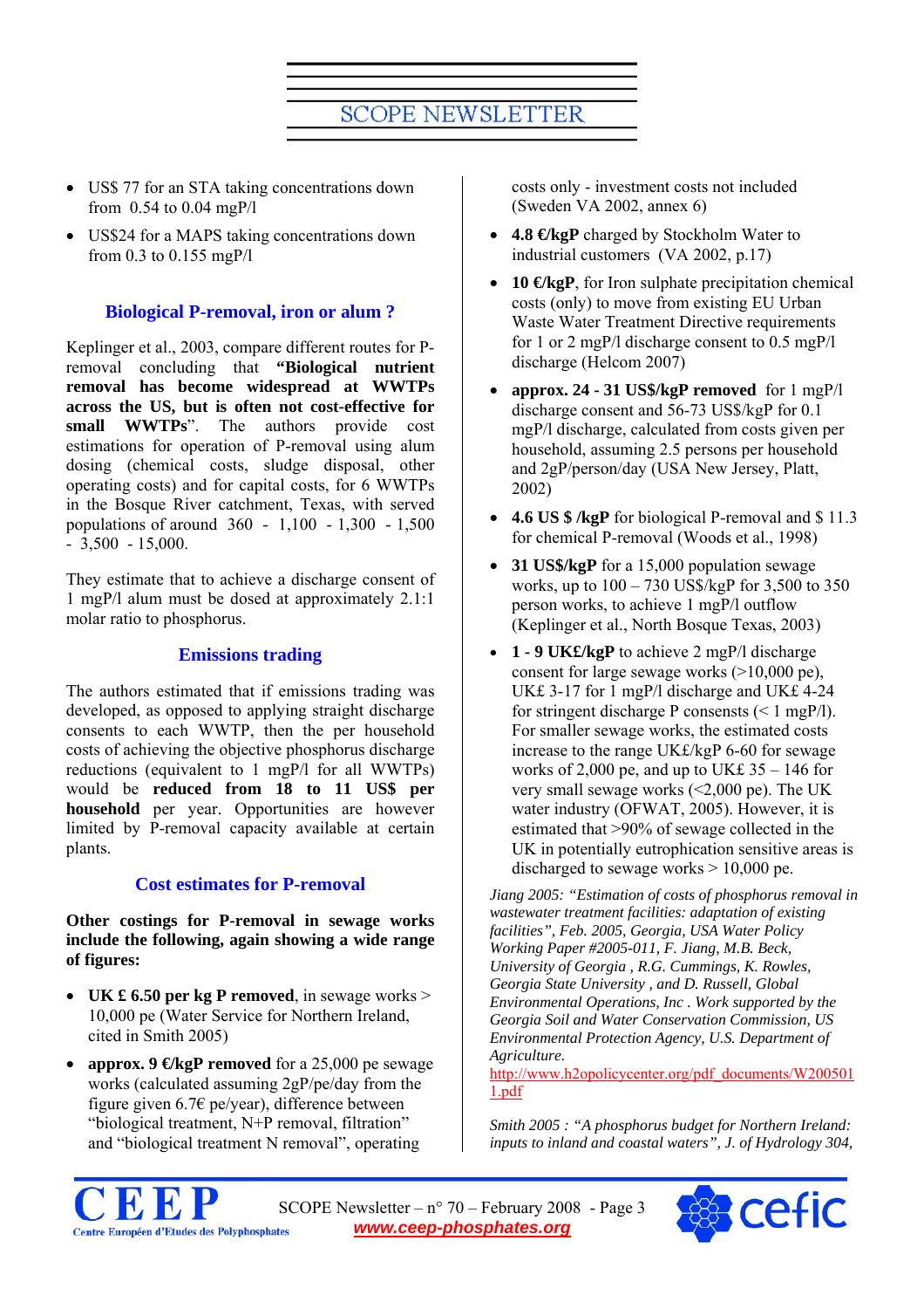- US$ 77 for an STA taking concentrations down from 0.54 to 0.04 mgP/l
- US$24 for a MAPS taking concentrations down from 0.3 to 0.155 mgP/l

### Biological P-removal, iron or alum ?

Keplinger et al., 2003, compare different routes for P-removal concluding that **"Biological nutrient removal has become widespread at WWTPs across the US, but is often not cost-effective for small WWTPs**". The authors provide cost estimations for operation of P-removal using alum dosing (chemical costs, sludge disposal, other operating costs) and for capital costs, for 6 WWTPs in the Bosque River catchment, Texas, with served populations of around 360 - 1,100 - 1,300 - 1,500 - 3,500 - 15,000.

They estimate that to achieve a discharge consent of 1 mgP/l alum must be dosed at approximately 2.1:1 molar ratio to phosphorus.

### Emissions trading

The authors estimated that if emissions trading was developed, as opposed to applying straight discharge consents to each WWTP, then the per household costs of achieving the objective phosphorus discharge reductions (equivalent to 1 mgP/l for all WWTPs) would be **reduced from 18 to 11 US$ per household** per year. Opportunities are however limited by P-removal capacity available at certain plants.

### Cost estimates for P-removal

**Other costings for P-removal in sewage works include the following, again showing a wide range of figures:**

- **UK £ 6.50 per kg P removed**, in sewage works > 10,000 pe (Water Service for Northern Ireland, cited in Smith 2005)
- **approx. 9 €/kgP removed** for a 25,000 pe sewage works (calculated assuming 2gP/pe/day from the figure given 6.7€ pe/year), difference between "biological treatment, N+P removal, filtration" and "biological treatment N removal", operating costs only - investment costs not included (Sweden VA 2002, annex 6)
- **4.8 €/kgP** charged by Stockholm Water to industrial customers (VA 2002, p.17)
- **10 €/kgP**, for Iron sulphate precipitation chemical costs (only) to move from existing EU Urban Waste Water Treatment Directive requirements for 1 or 2 mgP/l discharge consent to 0.5 mgP/l discharge (Helcom 2007)
- **approx. 24 - 31 US$/kgP removed** for 1 mgP/l discharge consent and 56-73 US$/kgP for 0.1 mgP/l discharge, calculated from costs given per household, assuming 2.5 persons per household and 2gP/person/day (USA New Jersey, Platt, 2002)
- **4.6 US $ /kgP** for biological P-removal and $ 11.3 for chemical P-removal (Woods et al., 1998)
- **31 US$/kgP** for a 15,000 population sewage works, up to 100 – 730 US$/kgP for 3,500 to 350 person works, to achieve 1 mgP/l outflow (Keplinger et al., North Bosque Texas, 2003)
- **1 - 9 UK£/kgP** to achieve 2 mgP/l discharge consent for large sewage works (>10,000 pe), UK£ 3-17 for 1 mgP/l discharge and UK£ 4-24 for stringent discharge P consents (< 1 mgP/l). For smaller sewage works, the estimated costs increase to the range UK£/kgP 6-60 for sewage works of 2,000 pe, and up to UK£ 35 – 146 for very small sewage works (<2,000 pe). The UK water industry (OFWAT, 2005). However, it is estimated that >90% of sewage collected in the UK in potentially eutrophication sensitive areas is discharged to sewage works > 10,000 pe.

*Jiang 2005: "Estimation of costs of phosphorus removal in wastewater treatment facilities: adaptation of existing facilities", Feb. 2005, Georgia, USA Water Policy Working Paper #2005-011, F. Jiang, M.B. Beck, University of Georgia , R.G. Cummings, K. Rowles, Georgia State University , and D. Russell, Global Environmental Operations, Inc . Work supported by the Georgia Soil and Water Conservation Commission, US Environmental Protection Agency, U.S. Department of Agriculture.*
http://www.h2opolicycenter.org/pdf_documents/W2005011.pdf

*Smith 2005 : "A phosphorus budget for Northern Ireland: inputs to inland and coastal waters", J. of Hydrology 304,*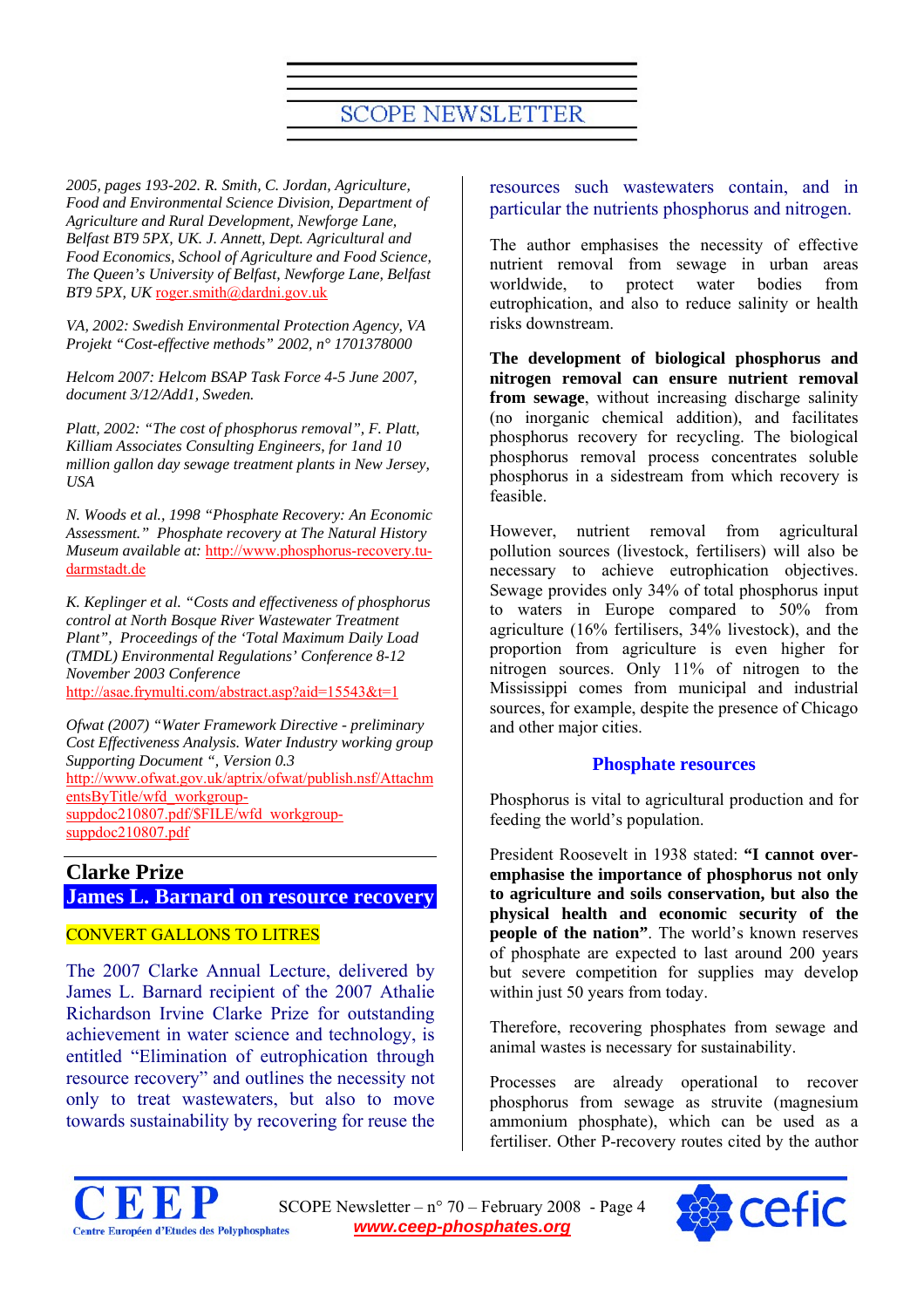*2005, pages 193-202. R. Smith, C. Jordan, Agriculture, Food and Environmental Science Division, Department of Agriculture and Rural Development, Newforge Lane, Belfast BT9 5PX, UK. J. Annett, Dept. Agricultural and Food Economics, School of Agriculture and Food Science, The Queen's University of Belfast, Newforge Lane, Belfast BT9 5PX, UK* roger.smith@dardni.gov.uk

*VA, 2002: Swedish Environmental Protection Agency, VA Projekt "Cost-effective methods" 2002, n° 1701378000*

*Helcom 2007: Helcom BSAP Task Force 4-5 June 2007, document 3/12/Add1, Sweden.*

*Platt, 2002: "The cost of phosphorus removal", F. Platt, Killiam Associates Consulting Engineers, for 1and 10 million gallon day sewage treatment plants in New Jersey, USA*

*N. Woods et al., 1998 "Phosphate Recovery: An Economic Assessment." Phosphate recovery at The Natural History Museum available at:* http://www.phosphorus-recovery.tu-darmstadt.de

*K. Keplinger et al. "Costs and effectiveness of phosphorus control at North Bosque River Wastewater Treatment Plant", Proceedings of the 'Total Maximum Daily Load (TMDL) Environmental Regulations' Conference 8-12 November 2003 Conference*
http://asae.frymulti.com/abstract.asp?aid=15543&t=1

*Ofwat (2007) "Water Framework Directive - preliminary Cost Effectiveness Analysis. Water Industry working group Supporting Document ", Version 0.3*
http://www.ofwat.gov.uk/aptrix/ofwat/publish.nsf/AttachmentsByTitle/wfd_workgroup-suppdoc210807.pdf/$FILE/wfd_workgroup-suppdoc210807.pdf

## Clarke Prize

## James L. Barnard on resource recovery

CONVERT GALLONS TO LITRES

The 2007 Clarke Annual Lecture, delivered by James L. Barnard recipient of the 2007 Athalie Richardson Irvine Clarke Prize for outstanding achievement in water science and technology, is entitled "Elimination of eutrophication through resource recovery" and outlines the necessity not only to treat wastewaters, but also to move towards sustainability by recovering for reuse the resources such wastewaters contain, and in particular the nutrients phosphorus and nitrogen.

The author emphasises the necessity of effective nutrient removal from sewage in urban areas worldwide, to protect water bodies from eutrophication, and also to reduce salinity or health risks downstream.

**The development of biological phosphorus and nitrogen removal can ensure nutrient removal from sewage**, without increasing discharge salinity (no inorganic chemical addition), and facilitates phosphorus recovery for recycling. The biological phosphorus removal process concentrates soluble phosphorus in a sidestream from which recovery is feasible.

However, nutrient removal from agricultural pollution sources (livestock, fertilisers) will also be necessary to achieve eutrophication objectives. Sewage provides only 34% of total phosphorus input to waters in Europe compared to 50% from agriculture (16% fertilisers, 34% livestock), and the proportion from agriculture is even higher for nitrogen sources. Only 11% of nitrogen to the Mississippi comes from municipal and industrial sources, for example, despite the presence of Chicago and other major cities.

### Phosphate resources

Phosphorus is vital to agricultural production and for feeding the world's population.

President Roosevelt in 1938 stated: **"I cannot over-emphasise the importance of phosphorus not only to agriculture and soils conservation, but also the physical health and economic security of the people of the nation"**. The world's known reserves of phosphate are expected to last around 200 years but severe competition for supplies may develop within just 50 years from today.

Therefore, recovering phosphates from sewage and animal wastes is necessary for sustainability.

Processes are already operational to recover phosphorus from sewage as struvite (magnesium ammonium phosphate), which can be used as a fertiliser. Other P-recovery routes cited by the author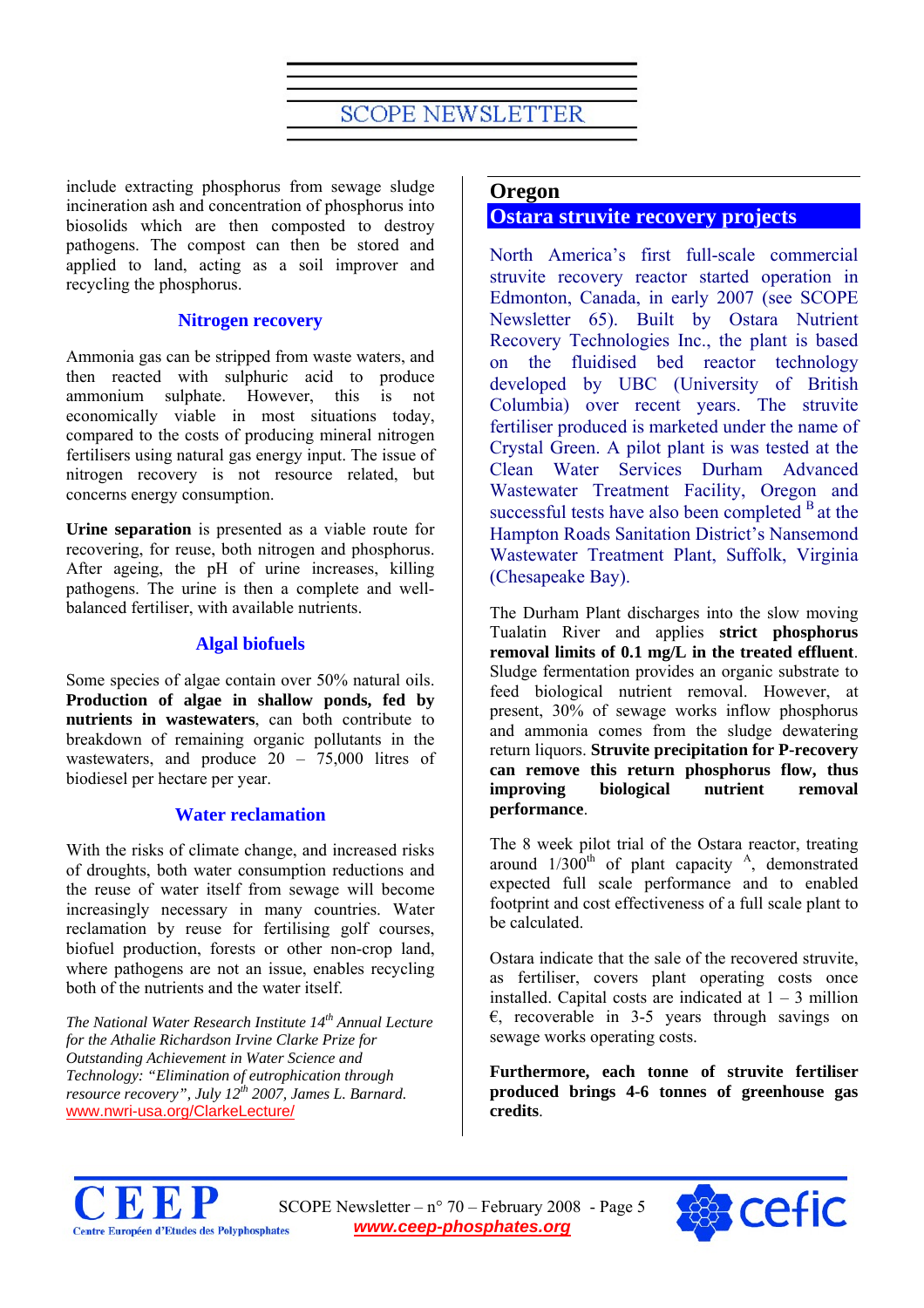include extracting phosphorus from sewage sludge incineration ash and concentration of phosphorus into biosolids which are then composted to destroy pathogens. The compost can then be stored and applied to land, acting as a soil improver and recycling the phosphorus.

### Nitrogen recovery

Ammonia gas can be stripped from waste waters, and then reacted with sulphuric acid to produce ammonium sulphate. However, this is not economically viable in most situations today, compared to the costs of producing mineral nitrogen fertilisers using natural gas energy input. The issue of nitrogen recovery is not resource related, but concerns energy consumption.

**Urine separation** is presented as a viable route for recovering, for reuse, both nitrogen and phosphorus. After ageing, the pH of urine increases, killing pathogens. The urine is then a complete and well-balanced fertiliser, with available nutrients.

### Algal biofuels

Some species of algae contain over 50% natural oils. **Production of algae in shallow ponds, fed by nutrients in wastewaters**, can both contribute to breakdown of remaining organic pollutants in the wastewaters, and produce 20 – 75,000 litres of biodiesel per hectare per year.

### Water reclamation

With the risks of climate change, and increased risks of droughts, both water consumption reductions and the reuse of water itself from sewage will become increasingly necessary in many countries. Water reclamation by reuse for fertilising golf courses, biofuel production, forests or other non-crop land, where pathogens are not an issue, enables recycling both of the nutrients and the water itself.

*The National Water Research Institute 14th Annual Lecture for the Athalie Richardson Irvine Clarke Prize for Outstanding Achievement in Water Science and Technology: "Elimination of eutrophication through resource recovery", July 12th 2007, James L. Barnard.*
www.nwri-usa.org/ClarkeLecture/

## Oregon

## Ostara struvite recovery projects

North America's first full-scale commercial struvite recovery reactor started operation in Edmonton, Canada, in early 2007 (see SCOPE Newsletter 65). Built by Ostara Nutrient Recovery Technologies Inc., the plant is based on the fluidised bed reactor technology developed by UBC (University of British Columbia) over recent years. The struvite fertiliser produced is marketed under the name of Crystal Green. A pilot plant is was tested at the Clean Water Services Durham Advanced Wastewater Treatment Facility, Oregon and successful tests have also been completed [B] at the Hampton Roads Sanitation District's Nansemond Wastewater Treatment Plant, Suffolk, Virginia (Chesapeake Bay).

The Durham Plant discharges into the slow moving Tualatin River and applies **strict phosphorus removal limits of 0.1 mg/L in the treated effluent**. Sludge fermentation provides an organic substrate to feed biological nutrient removal. However, at present, 30% of sewage works inflow phosphorus and ammonia comes from the sludge dewatering return liquors. **Struvite precipitation for P-recovery can remove this return phosphorus flow, thus improving biological nutrient removal performance**.

The 8 week pilot trial of the Ostara reactor, treating around 1/300th of plant capacity [A], demonstrated expected full scale performance and to enabled footprint and cost effectiveness of a full scale plant to be calculated.

Ostara indicate that the sale of the recovered struvite, as fertiliser, covers plant operating costs once installed. Capital costs are indicated at 1 – 3 million €, recoverable in 3-5 years through savings on sewage works operating costs.

**Furthermore, each tonne of struvite fertiliser produced brings 4-6 tonnes of greenhouse gas credits**.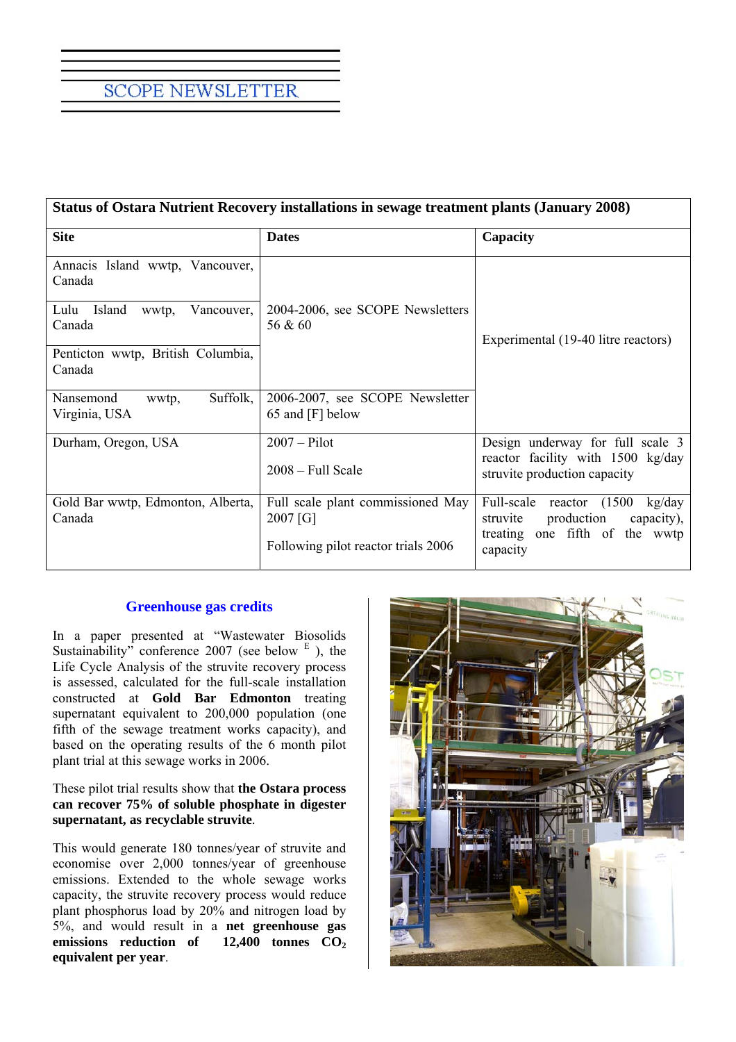SCOPE NEWSLETTER

| Status of Ostara Nutrient Recovery installations in sewage treatment plants (January 2008) | | |
|---|---|---|
| **Site** | **Dates** | **Capacity** |
| Annacis Island wwtp, Vancouver, Canada | 2004-2006, see SCOPE Newsletters 56 & 60 | Experimental (19-40 litre reactors) |
| Lulu Island wwtp, Vancouver, Canada | | |
| Penticton wwtp, British Columbia, Canada | | |
| Nansemond wwtp, Suffolk, Virginia, USA | 2006-2007, see SCOPE Newsletter 65 and [F] below | |
| Durham, Oregon, USA | 2007 – Pilot<br>2008 – Full Scale | Design underway for full scale 3 reactor facility with 1500 kg/day struvite production capacity |
| Gold Bar wwtp, Edmonton, Alberta, Canada | Full scale plant commissioned May 2007 [G]<br>Following pilot reactor trials 2006 | Full-scale reactor (1500 kg/day struvite production capacity), treating one fifth of the wwtp capacity |

## Greenhouse gas credits

In a paper presented at "Wastewater Biosolids Sustainability" conference 2007 (see below [E]), the Life Cycle Analysis of the struvite recovery process is assessed, calculated for the full-scale installation constructed at **Gold Bar Edmonton** treating supernatant equivalent to 200,000 population (one fifth of the sewage treatment works capacity), and based on the operating results of the 6 month pilot plant trial at this sewage works in 2006.

These pilot trial results show that **the Ostara process can recover 75% of soluble phosphate in digester supernatant, as recyclable struvite**.

This would generate 180 tonnes/year of struvite and economise over 2,000 tonnes/year of greenhouse emissions. Extended to the whole sewage works capacity, the struvite recovery process would reduce plant phosphorus load by 20% and nitrogen load by 5%, and would result in a **net greenhouse gas emissions reduction of 12,400 tonnes $CO_2$ equivalent per year**.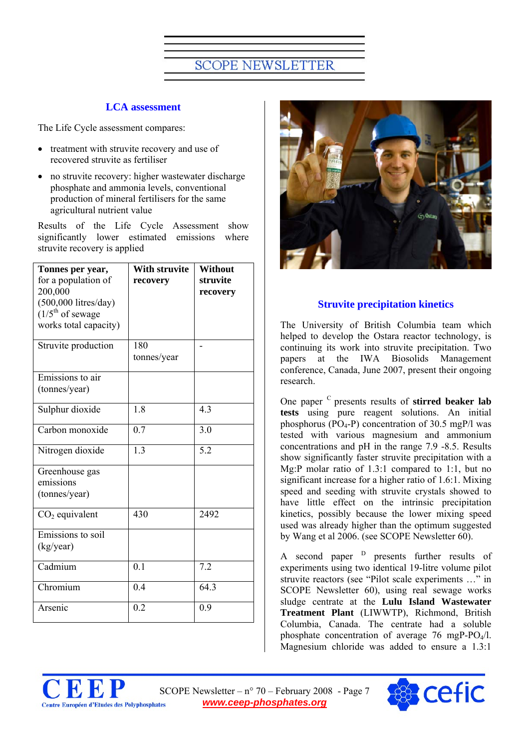## LCA assessment

The Life Cycle assessment compares:

- treatment with struvite recovery and use of recovered struvite as fertiliser
- no struvite recovery: higher wastewater discharge phosphate and ammonia levels, conventional production of mineral fertilisers for the same agricultural nutrient value

Results of the Life Cycle Assessment show significantly lower estimated emissions where struvite recovery is applied

| **Tonnes per year,** for a population of 200,000 (500,000 litres/day) (1/5th of sewage works total capacity) | **With struvite recovery** | **Without struvite recovery** |
|---|---|---|
| Struvite production | 180 tonnes/year | - |
| Emissions to air (tonnes/year) | | |
| Sulphur dioxide | 1.8 | 4.3 |
| Carbon monoxide | 0.7 | 3.0 |
| Nitrogen dioxide | 1.3 | 5.2 |
| Greenhouse gas emissions (tonnes/year) | | |
| $CO_2$ equivalent | 430 | 2492 |
| Emissions to soil (kg/year) | | |
| Cadmium | 0.1 | 7.2 |
| Chromium | 0.4 | 64.3 |
| Arsenic | 0.2 | 0.9 |

## Struvite precipitation kinetics

The University of British Columbia team which helped to develop the Ostara reactor technology, is continuing its work into struvite precipitation. Two papers at the IWA Biosolids Management conference, Canada, June 2007, present their ongoing research.

One paper [C] presents results of **stirred beaker lab tests** using pure reagent solutions. An initial phosphorus ($PO_4$-P) concentration of 30.5 mgP/l was tested with various magnesium and ammonium concentrations and pH in the range 7.9 -8.5. Results show significantly faster struvite precipitation with a Mg:P molar ratio of 1.3:1 compared to 1:1, but no significant increase for a higher ratio of 1.6:1. Mixing speed and seeding with struvite crystals showed to have little effect on the intrinsic precipitation kinetics, possibly because the lower mixing speed used was already higher than the optimum suggested by Wang et al 2006. (see SCOPE Newsletter 60).

A second paper [D] presents further results of experiments using two identical 19-litre volume pilot struvite reactors (see "Pilot scale experiments …" in SCOPE Newsletter 60), using real sewage works sludge centrate at the **Lulu Island Wastewater Treatment Plant** (LIWWTP), Richmond, British Columbia, Canada. The centrate had a soluble phosphate concentration of average 76 mgP-$PO_4$/l. Magnesium chloride was added to ensure a 1.3:1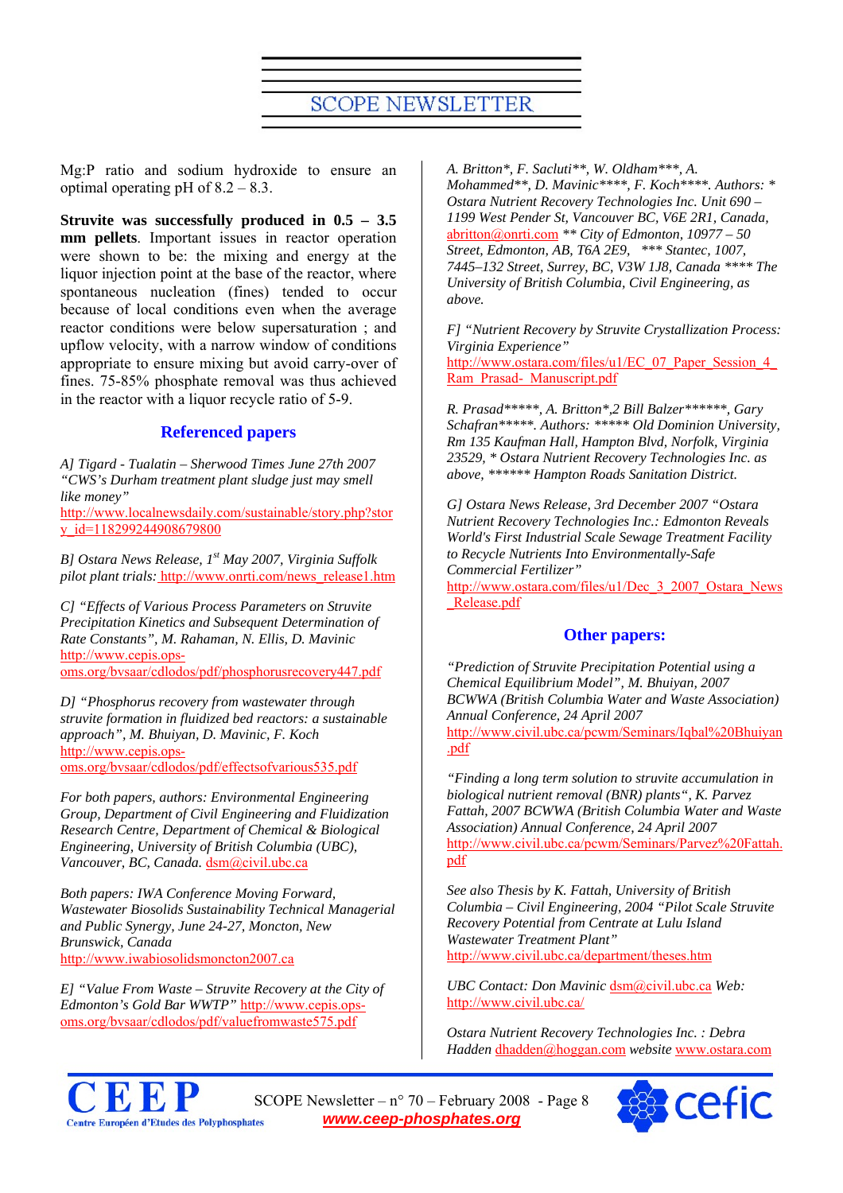Mg:P ratio and sodium hydroxide to ensure an optimal operating pH of 8.2 – 8.3.

**Struvite was successfully produced in 0.5 – 3.5 mm pellets**. Important issues in reactor operation were shown to be: the mixing and energy at the liquor injection point at the base of the reactor, where spontaneous nucleation (fines) tended to occur because of local conditions even when the average reactor conditions were below supersaturation ; and upflow velocity, with a narrow window of conditions appropriate to ensure mixing but avoid carry-over of fines. 75-85% phosphate removal was thus achieved in the reactor with a liquor recycle ratio of 5-9.

## Referenced papers

*A] Tigard - Tualatin – Sherwood Times June 27th 2007 "CWS's Durham treatment plant sludge just may smell like money"*
http://www.localnewsdaily.com/sustainable/story.php?story_id=118299244908679800

*B] Ostara News Release, 1st May 2007, Virginia Suffolk pilot plant trials:* http://www.onrti.com/news_release1.htm

*C] "Effects of Various Process Parameters on Struvite Precipitation Kinetics and Subsequent Determination of Rate Constants", M. Rahaman, N. Ellis, D. Mavinic*
http://www.cepis.ops-oms.org/bvsaar/cdlodos/pdf/phosphorusrecovery447.pdf

*D] "Phosphorus recovery from wastewater through struvite formation in fluidized bed reactors: a sustainable approach", M. Bhuiyan, D. Mavinic, F. Koch*
http://www.cepis.ops-oms.org/bvsaar/cdlodos/pdf/effectsofvarious535.pdf

*For both papers, authors: Environmental Engineering Group, Department of Civil Engineering and Fluidization Research Centre, Department of Chemical & Biological Engineering, University of British Columbia (UBC), Vancouver, BC, Canada.* dsm@civil.ubc.ca

*Both papers: IWA Conference Moving Forward, Wastewater Biosolids Sustainability Technical Managerial and Public Synergy, June 24-27, Moncton, New Brunswick, Canada*
http://www.iwabiosolidsmoncton2007.ca

*E] "Value From Waste – Struvite Recovery at the City of Edmonton's Gold Bar WWTP"* http://www.cepis.ops-oms.org/bvsaar/cdlodos/pdf/valuefromwaste575.pdf

*A. Britton*, F. Sacluti**, W. Oldham***, A. Mohammed**, D. Mavinic****, F. Koch****. Authors: * Ostara Nutrient Recovery Technologies Inc. Unit 690 – 1199 West Pender St, Vancouver BC, V6E 2R1, Canada,* abritton@onrti.com *** City of Edmonton, 10977 – 50 Street, Edmonton, AB, T6A 2E9, *** Stantec, 1007, 7445–132 Street, Surrey, BC, V3W 1J8, Canada **** The University of British Columbia, Civil Engineering, as above.*

*F] "Nutrient Recovery by Struvite Crystallization Process: Virginia Experience"*
http://www.ostara.com/files/u1/EC_07_Paper_Session_4_Ram_Prasad-_Manuscript.pdf

*R. Prasad*****, A. Britton*,2 Bill Balzer******, Gary Schafran*****. Authors: ***** Old Dominion University, Rm 135 Kaufman Hall, Hampton Blvd, Norfolk, Virginia 23529, * Ostara Nutrient Recovery Technologies Inc. as above, ****** Hampton Roads Sanitation District.*

*G] Ostara News Release, 3rd December 2007 "Ostara Nutrient Recovery Technologies Inc.: Edmonton Reveals World's First Industrial Scale Sewage Treatment Facility to Recycle Nutrients Into Environmentally-Safe Commercial Fertilizer"*
http://www.ostara.com/files/u1/Dec_3_2007_Ostara_News_Release.pdf

## Other papers:

*"Prediction of Struvite Precipitation Potential using a Chemical Equilibrium Model", M. Bhuiyan, 2007 BCWWA (British Columbia Water and Waste Association) Annual Conference, 24 April 2007*
http://www.civil.ubc.ca/pcwm/Seminars/Iqbal%20Bhuiyan.pdf

*"Finding a long term solution to struvite accumulation in biological nutrient removal (BNR) plants", K. Parvez Fattah, 2007 BCWWA (British Columbia Water and Waste Association) Annual Conference, 24 April 2007*
http://www.civil.ubc.ca/pcwm/Seminars/Parvez%20Fattah.pdf

*See also Thesis by K. Fattah, University of British Columbia – Civil Engineering, 2004 "Pilot Scale Struvite Recovery Potential from Centrate at Lulu Island Wastewater Treatment Plant"*
http://www.civil.ubc.ca/department/theses.htm

*UBC Contact: Don Mavinic* dsm@civil.ubc.ca *Web:* http://www.civil.ubc.ca/

*Ostara Nutrient Recovery Technologies Inc. : Debra Hadden* dhadden@hoggan.com *website* www.ostara.com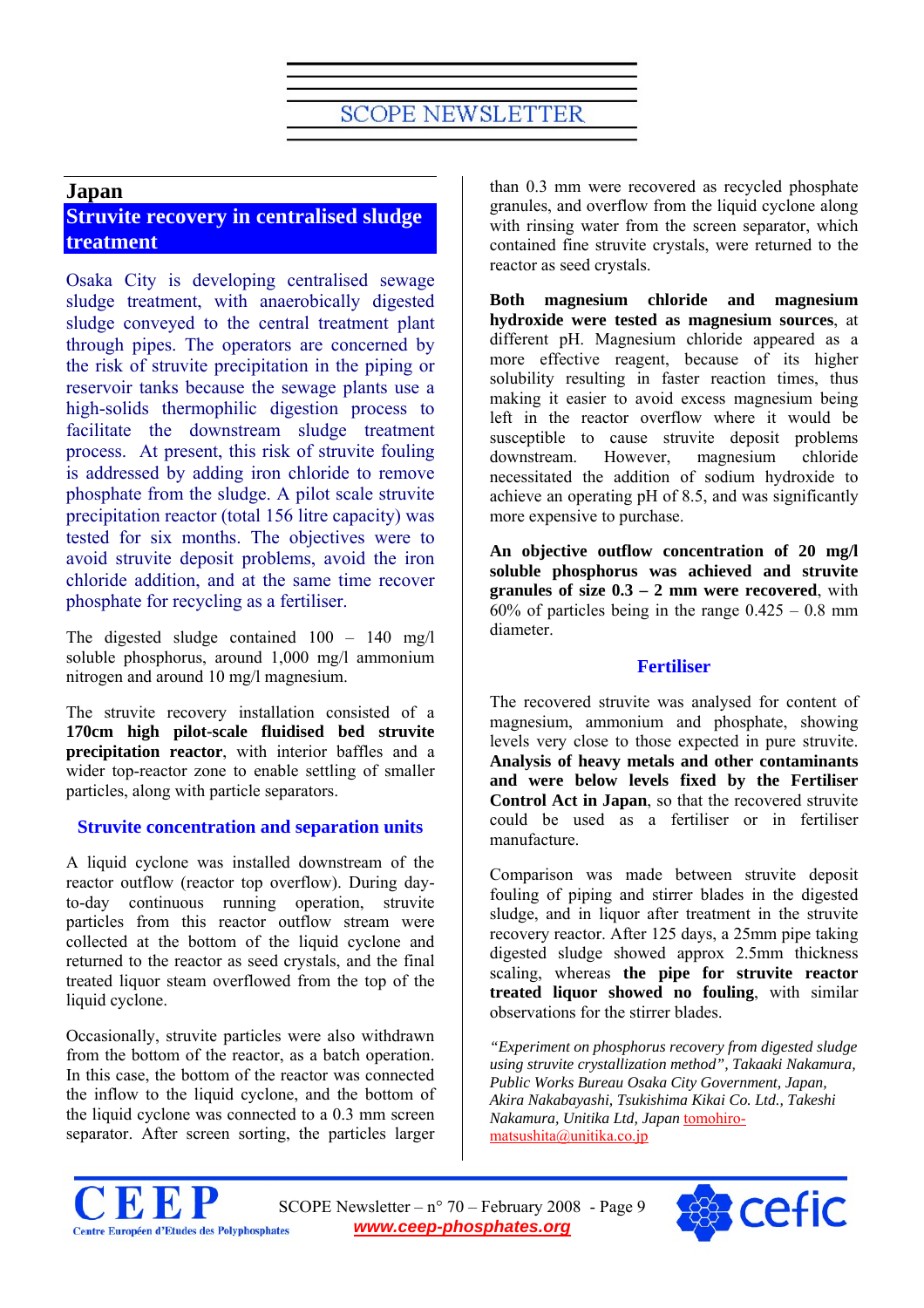## Japan

## Struvite recovery in centralised sludge treatment

Osaka City is developing centralised sewage sludge treatment, with anaerobically digested sludge conveyed to the central treatment plant through pipes. The operators are concerned by the risk of struvite precipitation in the piping or reservoir tanks because the sewage plants use a high-solids thermophilic digestion process to facilitate the downstream sludge treatment process. At present, this risk of struvite fouling is addressed by adding iron chloride to remove phosphate from the sludge. A pilot scale struvite precipitation reactor (total 156 litre capacity) was tested for six months. The objectives were to avoid struvite deposit problems, avoid the iron chloride addition, and at the same time recover phosphate for recycling as a fertiliser.

The digested sludge contained 100 – 140 mg/l soluble phosphorus, around 1,000 mg/l ammonium nitrogen and around 10 mg/l magnesium.

The struvite recovery installation consisted of a **170cm high pilot-scale fluidised bed struvite precipitation reactor**, with interior baffles and a wider top-reactor zone to enable settling of smaller particles, along with particle separators.

### Struvite concentration and separation units

A liquid cyclone was installed downstream of the reactor outflow (reactor top overflow). During day-to-day continuous running operation, struvite particles from this reactor outflow stream were collected at the bottom of the liquid cyclone and returned to the reactor as seed crystals, and the final treated liquor steam overflowed from the top of the liquid cyclone.

Occasionally, struvite particles were also withdrawn from the bottom of the reactor, as a batch operation. In this case, the bottom of the reactor was connected the inflow to the liquid cyclone, and the bottom of the liquid cyclone was connected to a 0.3 mm screen separator. After screen sorting, the particles larger than 0.3 mm were recovered as recycled phosphate granules, and overflow from the liquid cyclone along with rinsing water from the screen separator, which contained fine struvite crystals, were returned to the reactor as seed crystals.

**Both magnesium chloride and magnesium hydroxide were tested as magnesium sources**, at different pH. Magnesium chloride appeared as a more effective reagent, because of its higher solubility resulting in faster reaction times, thus making it easier to avoid excess magnesium being left in the reactor overflow where it would be susceptible to cause struvite deposit problems downstream. However, magnesium chloride necessitated the addition of sodium hydroxide to achieve an operating pH of 8.5, and was significantly more expensive to purchase.

**An objective outflow concentration of 20 mg/l soluble phosphorus was achieved and struvite granules of size 0.3 – 2 mm were recovered**, with 60% of particles being in the range 0.425 – 0.8 mm diameter.

### Fertiliser

The recovered struvite was analysed for content of magnesium, ammonium and phosphate, showing levels very close to those expected in pure struvite. **Analysis of heavy metals and other contaminants and were below levels fixed by the Fertiliser Control Act in Japan**, so that the recovered struvite could be used as a fertiliser or in fertiliser manufacture.

Comparison was made between struvite deposit fouling of piping and stirrer blades in the digested sludge, and in liquor after treatment in the struvite recovery reactor. After 125 days, a 25mm pipe taking digested sludge showed approx 2.5mm thickness scaling, whereas **the pipe for struvite reactor treated liquor showed no fouling**, with similar observations for the stirrer blades.

*"Experiment on phosphorus recovery from digested sludge using struvite crystallization method", Takaaki Nakamura, Public Works Bureau Osaka City Government, Japan, Akira Nakabayashi, Tsukishima Kikai Co. Ltd., Takeshi Nakamura, Unitika Ltd, Japan* tomohiro-matsushita@unitika.co.jp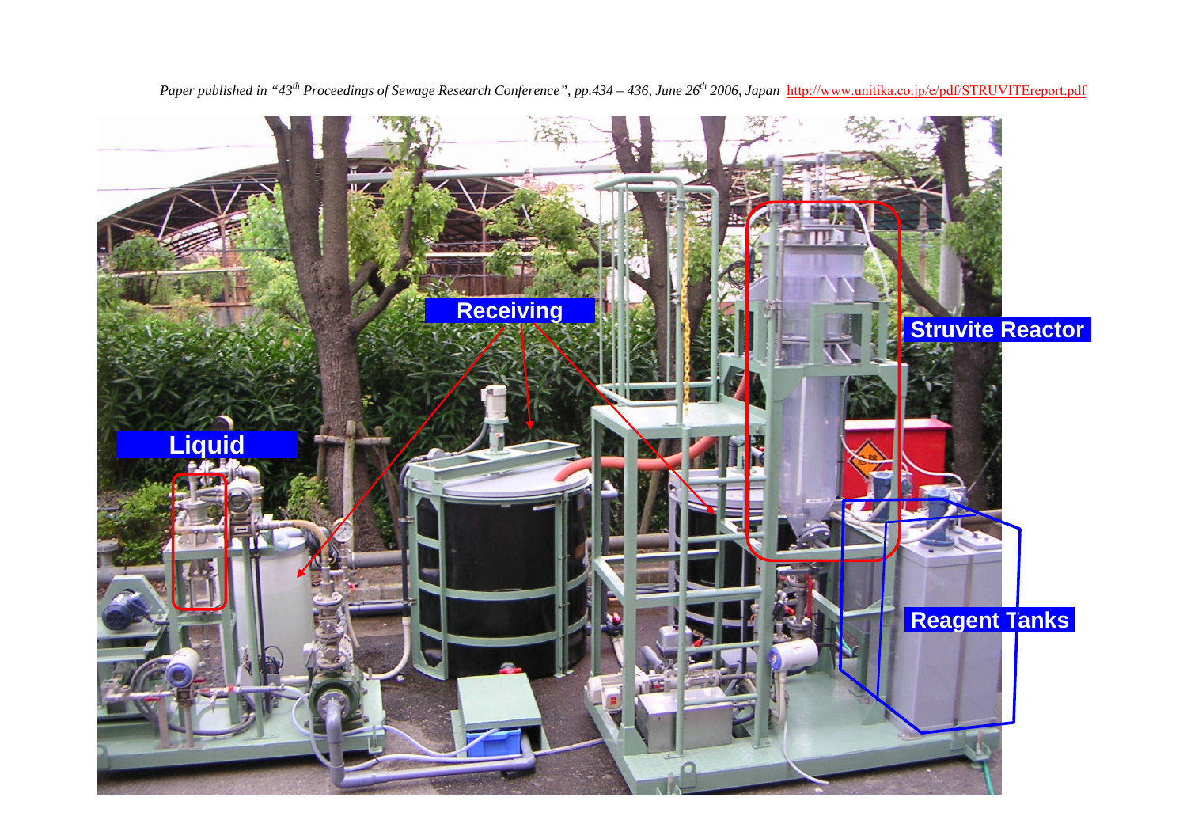*Paper published in "43[th] Proceedings of Sewage Research Conference", pp.434 – 436, June 26[th] 2006, Japan* http://www.unitika.co.jp/e/pdf/STRUVITEreport.pdf

Receiving

Liquid

Struvite Reactor

Reagent Tanks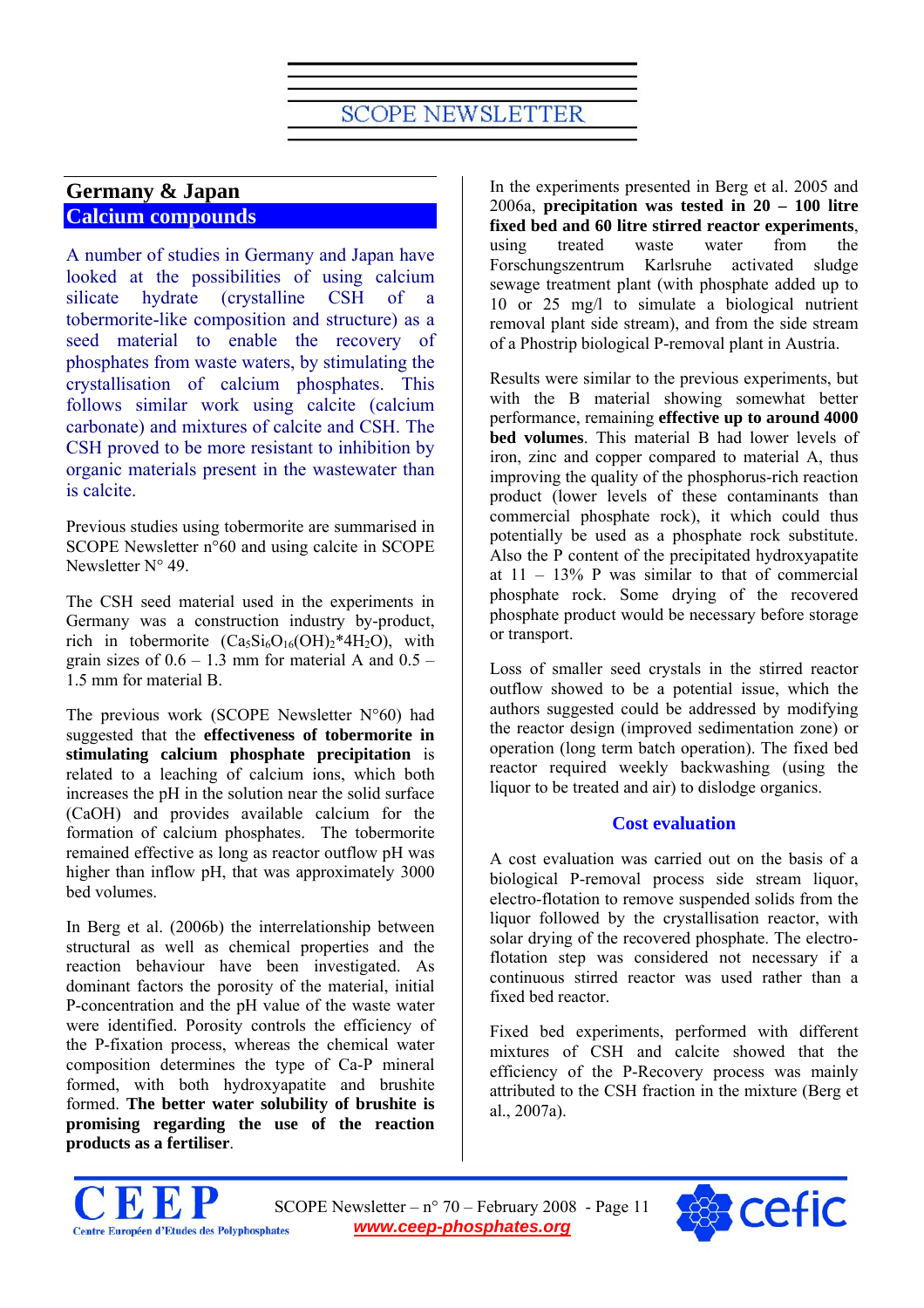## Germany & Japan

## Calcium compounds

A number of studies in Germany and Japan have looked at the possibilities of using calcium silicate hydrate (crystalline CSH of a tobermorite-like composition and structure) as a seed material to enable the recovery of phosphates from waste waters, by stimulating the crystallisation of calcium phosphates. This follows similar work using calcite (calcium carbonate) and mixtures of calcite and CSH. The CSH proved to be more resistant to inhibition by organic materials present in the wastewater than is calcite.

Previous studies using tobermorite are summarised in SCOPE Newsletter n°60 and using calcite in SCOPE Newsletter N° 49.

The CSH seed material used in the experiments in Germany was a construction industry by-product, rich in tobermorite ($Ca_5Si_6O_{16}(OH)_2*4H_2O$), with grain sizes of 0.6 – 1.3 mm for material A and 0.5 – 1.5 mm for material B.

The previous work (SCOPE Newsletter N°60) had suggested that the **effectiveness of tobermorite in stimulating calcium phosphate precipitation** is related to a leaching of calcium ions, which both increases the pH in the solution near the solid surface (CaOH) and provides available calcium for the formation of calcium phosphates. The tobermorite remained effective as long as reactor outflow pH was higher than inflow pH, that was approximately 3000 bed volumes.

In Berg et al. (2006b) the interrelationship between structural as well as chemical properties and the reaction behaviour have been investigated. As dominant factors the porosity of the material, initial P-concentration and the pH value of the waste water were identified. Porosity controls the efficiency of the P-fixation process, whereas the chemical water composition determines the type of Ca-P mineral formed, with both hydroxyapatite and brushite formed. **The better water solubility of brushite is promising regarding the use of the reaction products as a fertiliser**.

In the experiments presented in Berg et al. 2005 and 2006a, **precipitation was tested in 20 – 100 litre fixed bed and 60 litre stirred reactor experiments**, using treated waste water from the Forschungszentrum Karlsruhe activated sludge sewage treatment plant (with phosphate added up to 10 or 25 mg/l to simulate a biological nutrient removal plant side stream), and from the side stream of a Phostrip biological P-removal plant in Austria.

Results were similar to the previous experiments, but with the B material showing somewhat better performance, remaining **effective up to around 4000 bed volumes**. This material B had lower levels of iron, zinc and copper compared to material A, thus improving the quality of the phosphorus-rich reaction product (lower levels of these contaminants than commercial phosphate rock), it which could thus potentially be used as a phosphate rock substitute. Also the P content of the precipitated hydroxyapatite at 11 – 13% P was similar to that of commercial phosphate rock. Some drying of the recovered phosphate product would be necessary before storage or transport.

Loss of smaller seed crystals in the stirred reactor outflow showed to be a potential issue, which the authors suggested could be addressed by modifying the reactor design (improved sedimentation zone) or operation (long term batch operation). The fixed bed reactor required weekly backwashing (using the liquor to be treated and air) to dislodge organics.

### Cost evaluation

A cost evaluation was carried out on the basis of a biological P-removal process side stream liquor, electro-flotation to remove suspended solids from the liquor followed by the crystallisation reactor, with solar drying of the recovered phosphate. The electro-flotation step was considered not necessary if a continuous stirred reactor was used rather than a fixed bed reactor.

Fixed bed experiments, performed with different mixtures of CSH and calcite showed that the efficiency of the P-Recovery process was mainly attributed to the CSH fraction in the mixture (Berg et al., 2007a).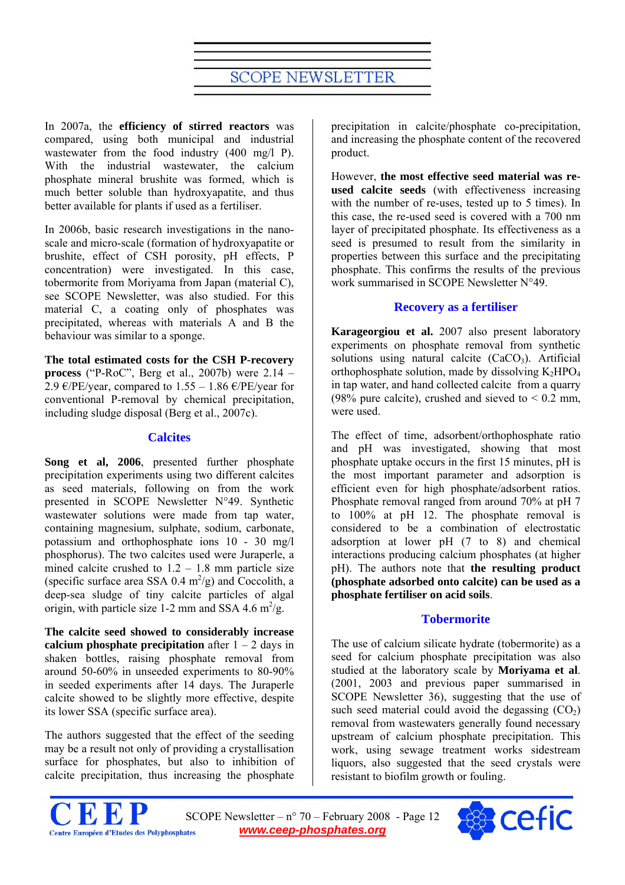In 2007a, the **efficiency of stirred reactors** was compared, using both municipal and industrial wastewater from the food industry (400 mg/l P). With the industrial wastewater, the calcium phosphate mineral brushite was formed, which is much better soluble than hydroxyapatite, and thus better available for plants if used as a fertiliser.

In 2006b, basic research investigations in the nano-scale and micro-scale (formation of hydroxyapatite or brushite, effect of CSH porosity, pH effects, P concentration) were investigated. In this case, tobermorite from Moriyama from Japan (material C), see SCOPE Newsletter, was also studied. For this material C, a coating only of phosphates was precipitated, whereas with materials A and B the behaviour was similar to a sponge.

**The total estimated costs for the CSH P-recovery process** ("P-RoC", Berg et al., 2007b) were 2.14 – 2.9 €/PE/year, compared to 1.55 – 1.86 €/PE/year for conventional P-removal by chemical precipitation, including sludge disposal (Berg et al., 2007c).

## Calcites

**Song et al, 2006**, presented further phosphate precipitation experiments using two different calcites as seed materials, following on from the work presented in SCOPE Newsletter N°49. Synthetic wastewater solutions were made from tap water, containing magnesium, sulphate, sodium, carbonate, potassium and orthophosphate ions 10 - 30 mg/l phosphorus). The two calcites used were Juraperle, a mined calcite crushed to 1.2 – 1.8 mm particle size (specific surface area SSA 0.4 $m^2/g$) and Coccolith, a deep-sea sludge of tiny calcite particles of algal origin, with particle size 1-2 mm and SSA 4.6 $m^2/g$.

**The calcite seed showed to considerably increase calcium phosphate precipitation** after 1 – 2 days in shaken bottles, raising phosphate removal from around 50-60% in unseeded experiments to 80-90% in seeded experiments after 14 days. The Juraperle calcite showed to be slightly more effective, despite its lower SSA (specific surface area).

The authors suggested that the effect of the seeding may be a result not only of providing a crystallisation surface for phosphates, but also to inhibition of calcite precipitation, thus increasing the phosphate precipitation in calcite/phosphate co-precipitation, and increasing the phosphate content of the recovered product.

However, **the most effective seed material was re-used calcite seeds** (with effectiveness increasing with the number of re-uses, tested up to 5 times). In this case, the re-used seed is covered with a 700 nm layer of precipitated phosphate. Its effectiveness as a seed is presumed to result from the similarity in properties between this surface and the precipitating phosphate. This confirms the results of the previous work summarised in SCOPE Newsletter N°49.

## Recovery as a fertiliser

**Karageorgiou et al.** 2007 also present laboratory experiments on phosphate removal from synthetic solutions using natural calcite ($CaCO_3$). Artificial orthophosphate solution, made by dissolving $K_2HPO_4$ in tap water, and hand collected calcite from a quarry (98% pure calcite), crushed and sieved to < 0.2 mm, were used.

The effect of time, adsorbent/orthophosphate ratio and pH was investigated, showing that most phosphate uptake occurs in the first 15 minutes, pH is the most important parameter and adsorption is efficient even for high phosphate/adsorbent ratios. Phosphate removal ranged from around 70% at pH 7 to 100% at pH 12. The phosphate removal is considered to be a combination of electrostatic adsorption at lower pH (7 to 8) and chemical interactions producing calcium phosphates (at higher pH). The authors note that **the resulting product (phosphate adsorbed onto calcite) can be used as a phosphate fertiliser on acid soils**.

## Tobermorite

The use of calcium silicate hydrate (tobermorite) as a seed for calcium phosphate precipitation was also studied at the laboratory scale by **Moriyama et al**. (2001, 2003 and previous paper summarised in SCOPE Newsletter 36), suggesting that the use of such seed material could avoid the degassing ($CO_2$) removal from wastewaters generally found necessary upstream of calcium phosphate precipitation. This work, using sewage treatment works sidestream liquors, also suggested that the seed crystals were resistant to biofilm growth or fouling.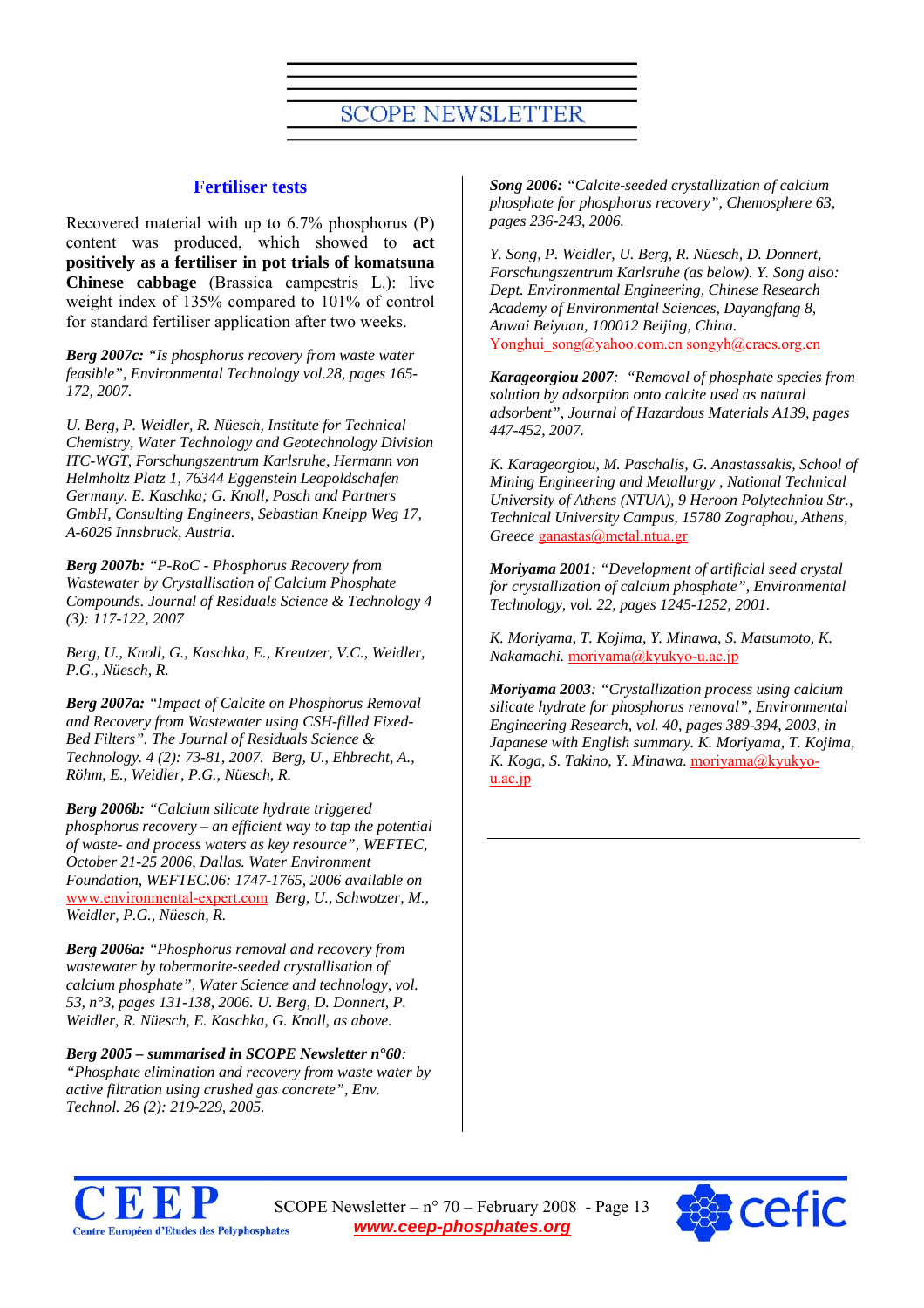## Fertiliser tests

Recovered material with up to 6.7% phosphorus (P) content was produced, which showed to **act positively as a fertiliser in pot trials of komatsuna Chinese cabbage** (Brassica campestris L.): live weight index of 135% compared to 101% of control for standard fertiliser application after two weeks.

***Berg 2007c:*** *"Is phosphorus recovery from waste water feasible", Environmental Technology vol.28, pages 165-172, 2007.*

*U. Berg, P. Weidler, R. Nüesch, Institute for Technical Chemistry, Water Technology and Geotechnology Division ITC-WGT, Forschungszentrum Karlsruhe, Hermann von Helmholtz Platz 1, 76344 Eggenstein Leopoldschafen Germany. E. Kaschka; G. Knoll, Posch and Partners GmbH, Consulting Engineers, Sebastian Kneipp Weg 17, A-6026 Innsbruck, Austria.*

***Berg 2007b:*** *"P-RoC - Phosphorus Recovery from Wastewater by Crystallisation of Calcium Phosphate Compounds. Journal of Residuals Science & Technology 4 (3): 117-122, 2007*

*Berg, U., Knoll, G., Kaschka, E., Kreutzer, V.C., Weidler, P.G., Nüesch, R.*

***Berg 2007a:*** *"Impact of Calcite on Phosphorus Removal and Recovery from Wastewater using CSH-filled Fixed-Bed Filters". The Journal of Residuals Science & Technology. 4 (2): 73-81, 2007. Berg, U., Ehbrecht, A., Röhm, E., Weidler, P.G., Nüesch, R.*

***Berg 2006b:*** *"Calcium silicate hydrate triggered phosphorus recovery – an efficient way to tap the potential of waste- and process waters as key resource", WEFTEC, October 21-25 2006, Dallas. Water Environment Foundation, WEFTEC.06: 1747-1765, 2006 available on* www.environmental-expert.com *Berg, U., Schwotzer, M., Weidler, P.G., Nüesch, R.*

***Berg 2006a:*** *"Phosphorus removal and recovery from wastewater by tobermorite-seeded crystallisation of calcium phosphate", Water Science and technology, vol. 53, n°3, pages 131-138, 2006. U. Berg, D. Donnert, P. Weidler, R. Nüesch, E. Kaschka, G. Knoll, as above.*

***Berg 2005 – summarised in SCOPE Newsletter n°60:*** *"Phosphate elimination and recovery from waste water by active filtration using crushed gas concrete", Env. Technol. 26 (2): 219-229, 2005.*

***Song 2006:*** *"Calcite-seeded crystallization of calcium phosphate for phosphorus recovery", Chemosphere 63, pages 236-243, 2006.*

*Y. Song, P. Weidler, U. Berg, R. Nüesch, D. Donnert, Forschungszentrum Karlsruhe (as below). Y. Song also: Dept. Environmental Engineering, Chinese Research Academy of Environmental Sciences, Dayangfang 8, Anwai Beiyuan, 100012 Beijing, China.* Yonghui_song@yahoo.com.cn songyh@craes.org.cn

***Karageorgiou 2007:*** *"Removal of phosphate species from solution by adsorption onto calcite used as natural adsorbent", Journal of Hazardous Materials A139, pages 447-452, 2007.*

*K. Karageorgiou, M. Paschalis, G. Anastassakis, School of Mining Engineering and Metallurgy , National Technical University of Athens (NTUA), 9 Heroon Polytechniou Str., Technical University Campus, 15780 Zographou, Athens, Greece* ganastas@metal.ntua.gr

***Moriyama 2001:*** *"Development of artificial seed crystal for crystallization of calcium phosphate", Environmental Technology, vol. 22, pages 1245-1252, 2001.*

*K. Moriyama, T. Kojima, Y. Minawa, S. Matsumoto, K. Nakamachi.* moriyama@kyukyo-u.ac.jp

***Moriyama 2003:*** *"Crystallization process using calcium silicate hydrate for phosphorus removal", Environmental Engineering Research, vol. 40, pages 389-394, 2003, in Japanese with English summary. K. Moriyama, T. Kojima, K. Koga, S. Takino, Y. Minawa.* moriyama@kyukyo-u.ac.jp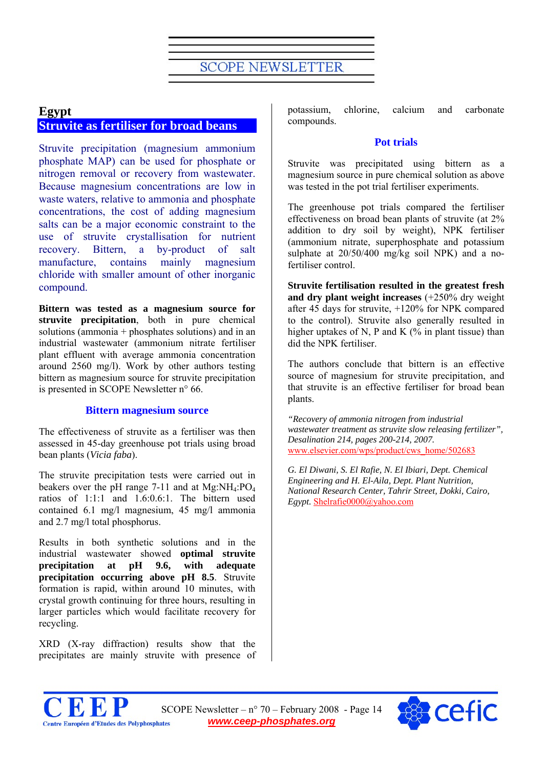## Egypt

## Struvite as fertiliser for broad beans

Struvite precipitation (magnesium ammonium phosphate MAP) can be used for phosphate or nitrogen removal or recovery from wastewater. Because magnesium concentrations are low in waste waters, relative to ammonia and phosphate concentrations, the cost of adding magnesium salts can be a major economic constraint to the use of struvite crystallisation for nutrient recovery. Bittern, a by-product of salt manufacture, contains mainly magnesium chloride with smaller amount of other inorganic compound.

**Bittern was tested as a magnesium source for struvite precipitation**, both in pure chemical solutions (ammonia + phosphates solutions) and in an industrial wastewater (ammonium nitrate fertiliser plant effluent with average ammonia concentration around 2560 mg/l). Work by other authors testing bittern as magnesium source for struvite precipitation is presented in SCOPE Newsletter n° 66.

### Bittern magnesium source

The effectiveness of struvite as a fertiliser was then assessed in 45-day greenhouse pot trials using broad bean plants (*Vicia faba*).

The struvite precipitation tests were carried out in beakers over the pH range 7-11 and at $Mg:NH_4:PO_4$ ratios of 1:1:1 and 1.6:0.6:1. The bittern used contained 6.1 mg/l magnesium, 45 mg/l ammonia and 2.7 mg/l total phosphorus.

Results in both synthetic solutions and in the industrial wastewater showed **optimal struvite precipitation at pH 9.6, with adequate precipitation occurring above pH 8.5**. Struvite formation is rapid, within around 10 minutes, with crystal growth continuing for three hours, resulting in larger particles which would facilitate recovery for recycling.

XRD (X-ray diffraction) results show that the precipitates are mainly struvite with presence of potassium, chlorine, calcium and carbonate compounds.

### Pot trials

Struvite was precipitated using bittern as a magnesium source in pure chemical solution as above was tested in the pot trial fertiliser experiments.

The greenhouse pot trials compared the fertiliser effectiveness on broad bean plants of struvite (at 2% addition to dry soil by weight), NPK fertiliser (ammonium nitrate, superphosphate and potassium sulphate at 20/50/400 mg/kg soil NPK) and a no-fertiliser control.

**Struvite fertilisation resulted in the greatest fresh and dry plant weight increases** (+250% dry weight after 45 days for struvite, +120% for NPK compared to the control). Struvite also generally resulted in higher uptakes of N, P and K (% in plant tissue) than did the NPK fertiliser.

The authors conclude that bittern is an effective source of magnesium for struvite precipitation, and that struvite is an effective fertiliser for broad bean plants.

*"Recovery of ammonia nitrogen from industrial wastewater treatment as struvite slow releasing fertilizer", Desalination 214, pages 200-214, 2007.*
www.elsevier.com/wps/product/cws_home/502683

*G. El Diwani, S. El Rafie, N. El Ibiari, Dept. Chemical Engineering and H. El-Aila, Dept. Plant Nutrition, National Research Center, Tahrir Street, Dokki, Cairo, Egypt.* Shelrafie0000@yahoo.com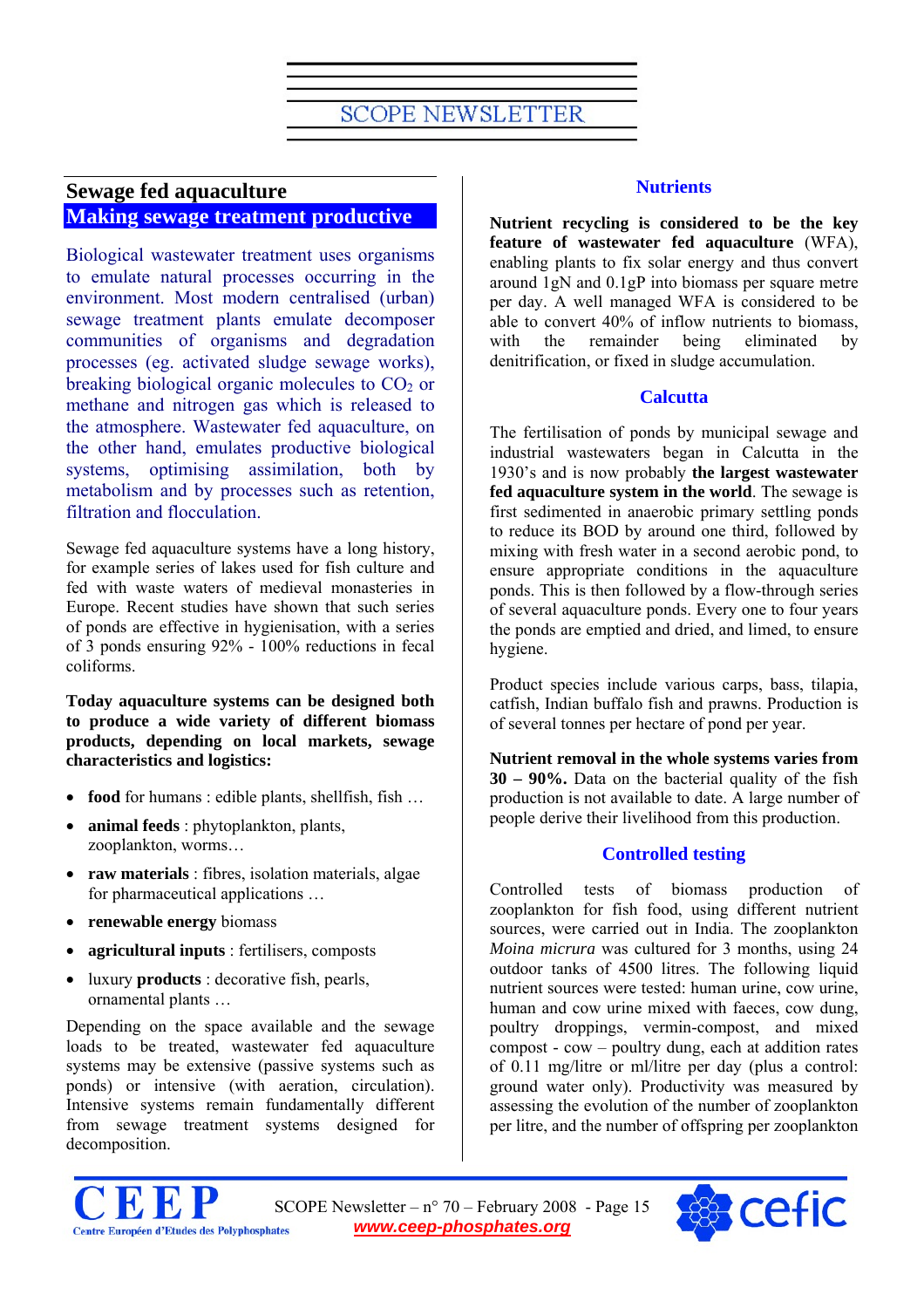## Sewage fed aquaculture

### Making sewage treatment productive

Biological wastewater treatment uses organisms to emulate natural processes occurring in the environment. Most modern centralised (urban) sewage treatment plants emulate decomposer communities of organisms and degradation processes (eg. activated sludge sewage works), breaking biological organic molecules to $CO_2$ or methane and nitrogen gas which is released to the atmosphere. Wastewater fed aquaculture, on the other hand, emulates productive biological systems, optimising assimilation, both by metabolism and by processes such as retention, filtration and flocculation.

Sewage fed aquaculture systems have a long history, for example series of lakes used for fish culture and fed with waste waters of medieval monasteries in Europe. Recent studies have shown that such series of ponds are effective in hygienisation, with a series of 3 ponds ensuring 92% - 100% reductions in fecal coliforms.

**Today aquaculture systems can be designed both to produce a wide variety of different biomass products, depending on local markets, sewage characteristics and logistics:**

- **food** for humans : edible plants, shellfish, fish …
- **animal feeds** : phytoplankton, plants, zooplankton, worms…
- **raw materials** : fibres, isolation materials, algae for pharmaceutical applications …
- **renewable energy** biomass
- **agricultural inputs** : fertilisers, composts
- luxury **products** : decorative fish, pearls, ornamental plants …

Depending on the space available and the sewage loads to be treated, wastewater fed aquaculture systems may be extensive (passive systems such as ponds) or intensive (with aeration, circulation). Intensive systems remain fundamentally different from sewage treatment systems designed for decomposition.

### Nutrients

**Nutrient recycling is considered to be the key feature of wastewater fed aquaculture** (WFA), enabling plants to fix solar energy and thus convert around 1gN and 0.1gP into biomass per square metre per day. A well managed WFA is considered to be able to convert 40% of inflow nutrients to biomass, with the remainder being eliminated by denitrification, or fixed in sludge accumulation.

### Calcutta

The fertilisation of ponds by municipal sewage and industrial wastewaters began in Calcutta in the 1930's and is now probably **the largest wastewater fed aquaculture system in the world**. The sewage is first sedimented in anaerobic primary settling ponds to reduce its BOD by around one third, followed by mixing with fresh water in a second aerobic pond, to ensure appropriate conditions in the aquaculture ponds. This is then followed by a flow-through series of several aquaculture ponds. Every one to four years the ponds are emptied and dried, and limed, to ensure hygiene.

Product species include various carps, bass, tilapia, catfish, Indian buffalo fish and prawns. Production is of several tonnes per hectare of pond per year.

**Nutrient removal in the whole systems varies from 30 – 90%.** Data on the bacterial quality of the fish production is not available to date. A large number of people derive their livelihood from this production.

### Controlled testing

Controlled tests of biomass production of zooplankton for fish food, using different nutrient sources, were carried out in India. The zooplankton *Moina micrura* was cultured for 3 months, using 24 outdoor tanks of 4500 litres. The following liquid nutrient sources were tested: human urine, cow urine, human and cow urine mixed with faeces, cow dung, poultry droppings, vermin-compost, and mixed compost - cow – poultry dung, each at addition rates of 0.11 mg/litre or ml/litre per day (plus a control: ground water only). Productivity was measured by assessing the evolution of the number of zooplankton per litre, and the number of offspring per zooplankton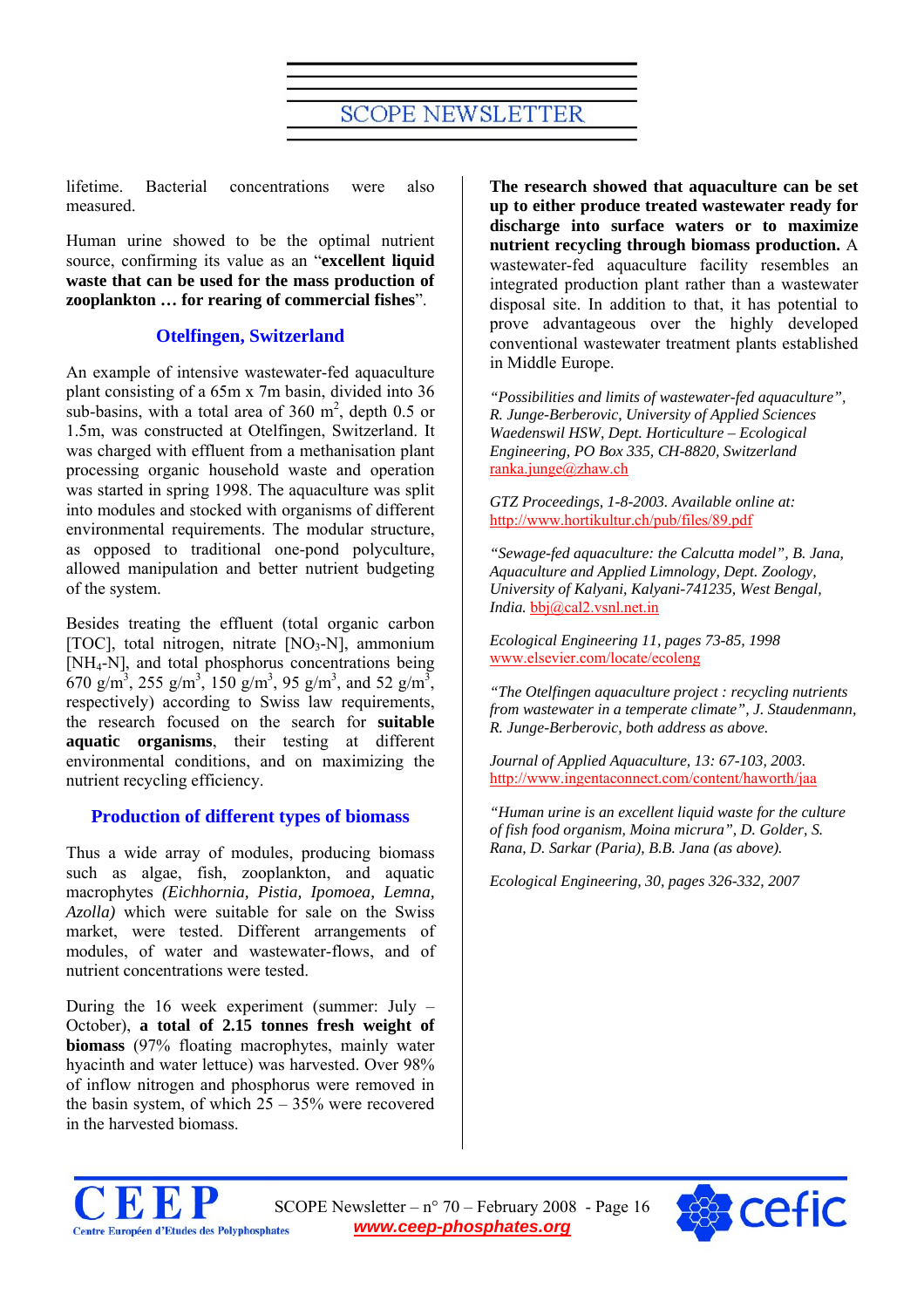lifetime. Bacterial concentrations were also measured.

Human urine showed to be the optimal nutrient source, confirming its value as an "**excellent liquid waste that can be used for the mass production of zooplankton … for rearing of commercial fishes**".

## Otelfingen, Switzerland

An example of intensive wastewater-fed aquaculture plant consisting of a 65m x 7m basin, divided into 36 sub-basins, with a total area of 360 $m^2$, depth 0.5 or 1.5m, was constructed at Otelfingen, Switzerland. It was charged with effluent from a methanisation plant processing organic household waste and operation was started in spring 1998. The aquaculture was split into modules and stocked with organisms of different environmental requirements. The modular structure, as opposed to traditional one-pond polyculture, allowed manipulation and better nutrient budgeting of the system.

Besides treating the effluent (total organic carbon [TOC], total nitrogen, nitrate [$NO_3$-N], ammonium [$NH_4$-N], and total phosphorus concentrations being 670 $g/m^3$, 255 $g/m^3$, 150 $g/m^3$, 95 $g/m^3$, and 52 $g/m^3$, respectively) according to Swiss law requirements, the research focused on the search for **suitable aquatic organisms**, their testing at different environmental conditions, and on maximizing the nutrient recycling efficiency.

## Production of different types of biomass

Thus a wide array of modules, producing biomass such as algae, fish, zooplankton, and aquatic macrophytes *(Eichhornia, Pistia, Ipomoea, Lemna, Azolla)* which were suitable for sale on the Swiss market, were tested. Different arrangements of modules, of water and wastewater-flows, and of nutrient concentrations were tested.

During the 16 week experiment (summer: July – October), **a total of 2.15 tonnes fresh weight of biomass** (97% floating macrophytes, mainly water hyacinth and water lettuce) was harvested. Over 98% of inflow nitrogen and phosphorus were removed in the basin system, of which 25 – 35% were recovered in the harvested biomass.

**The research showed that aquaculture can be set up to either produce treated wastewater ready for discharge into surface waters or to maximize nutrient recycling through biomass production.** A wastewater-fed aquaculture facility resembles an integrated production plant rather than a wastewater disposal site. In addition to that, it has potential to prove advantageous over the highly developed conventional wastewater treatment plants established in Middle Europe.

*"Possibilities and limits of wastewater-fed aquaculture", R. Junge-Berberovic, University of Applied Sciences Waedenswil HSW, Dept. Horticulture – Ecological Engineering, PO Box 335, CH-8820, Switzerland* ranka.junge@zhaw.ch

*GTZ Proceedings, 1-8-2003. Available online at:* http://www.hortikultur.ch/pub/files/89.pdf

*"Sewage-fed aquaculture: the Calcutta model", B. Jana, Aquaculture and Applied Limnology, Dept. Zoology, University of Kalyani, Kalyani-741235, West Bengal, India.* bbj@cal2.vsnl.net.in

*Ecological Engineering 11, pages 73-85, 1998* www.elsevier.com/locate/ecoleng

*"The Otelfingen aquaculture project : recycling nutrients from wastewater in a temperate climate", J. Staudenmann, R. Junge-Berberovic, both address as above.*

*Journal of Applied Aquaculture, 13: 67-103, 2003.* http://www.ingentaconnect.com/content/haworth/jaa

*"Human urine is an excellent liquid waste for the culture of fish food organism, Moina micrura", D. Golder, S. Rana, D. Sarkar (Paria), B.B. Jana (as above).*

*Ecological Engineering, 30, pages 326-332, 2007*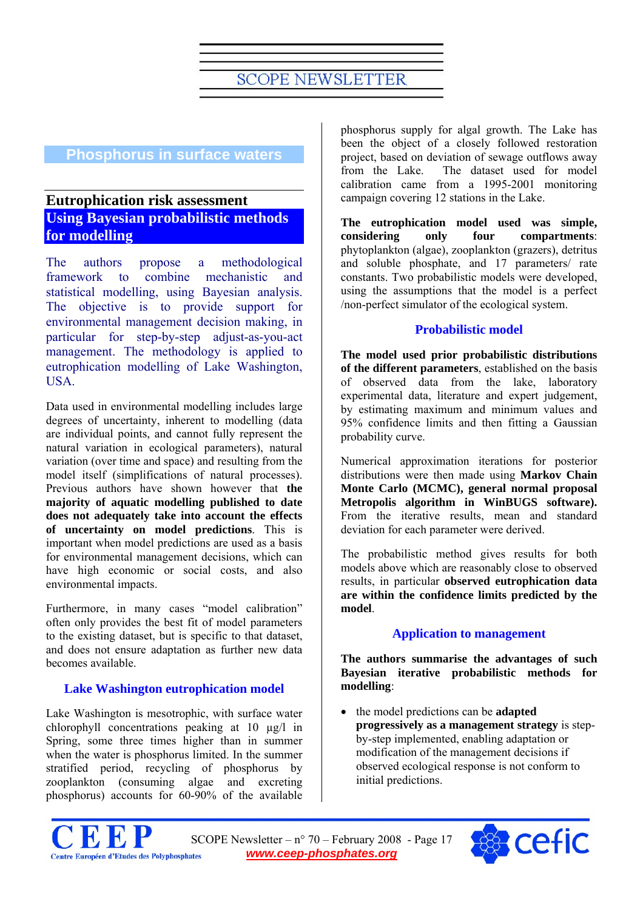## Phosphorus in surface waters

# Eutrophication risk assessment

## Using Bayesian probabilistic methods for modelling

The authors propose a methodological framework to combine mechanistic and statistical modelling, using Bayesian analysis. The objective is to provide support for environmental management decision making, in particular for step-by-step adjust-as-you-act management. The methodology is applied to eutrophication modelling of Lake Washington, USA.

Data used in environmental modelling includes large degrees of uncertainty, inherent to modelling (data are individual points, and cannot fully represent the natural variation in ecological parameters), natural variation (over time and space) and resulting from the model itself (simplifications of natural processes). Previous authors have shown however that **the majority of aquatic modelling published to date does not adequately take into account the effects of uncertainty on model predictions**. This is important when model predictions are used as a basis for environmental management decisions, which can have high economic or social costs, and also environmental impacts.

Furthermore, in many cases "model calibration" often only provides the best fit of model parameters to the existing dataset, but is specific to that dataset, and does not ensure adaptation as further new data becomes available.

### Lake Washington eutrophication model

Lake Washington is mesotrophic, with surface water chlorophyll concentrations peaking at 10 µg/l in Spring, some three times higher than in summer when the water is phosphorus limited. In the summer stratified period, recycling of phosphorus by zooplankton (consuming algae and excreting phosphorus) accounts for 60-90% of the available phosphorus supply for algal growth. The Lake has been the object of a closely followed restoration project, based on deviation of sewage outflows away from the Lake. The dataset used for model calibration came from a 1995-2001 monitoring campaign covering 12 stations in the Lake.

**The eutrophication model used was simple, considering only four compartments**: phytoplankton (algae), zooplankton (grazers), detritus and soluble phosphate, and 17 parameters/ rate constants. Two probabilistic models were developed, using the assumptions that the model is a perfect /non-perfect simulator of the ecological system.

### Probabilistic model

**The model used prior probabilistic distributions of the different parameters**, established on the basis of observed data from the lake, laboratory experimental data, literature and expert judgement, by estimating maximum and minimum values and 95% confidence limits and then fitting a Gaussian probability curve.

Numerical approximation iterations for posterior distributions were then made using **Markov Chain Monte Carlo (MCMC), general normal proposal Metropolis algorithm in WinBUGS software).** From the iterative results, mean and standard deviation for each parameter were derived.

The probabilistic method gives results for both models above which are reasonably close to observed results, in particular **observed eutrophication data are within the confidence limits predicted by the model**.

### Application to management

**The authors summarise the advantages of such Bayesian iterative probabilistic methods for modelling**:

- the model predictions can be **adapted progressively as a management strategy** is step-by-step implemented, enabling adaptation or modification of the management decisions if observed ecological response is not conform to initial predictions.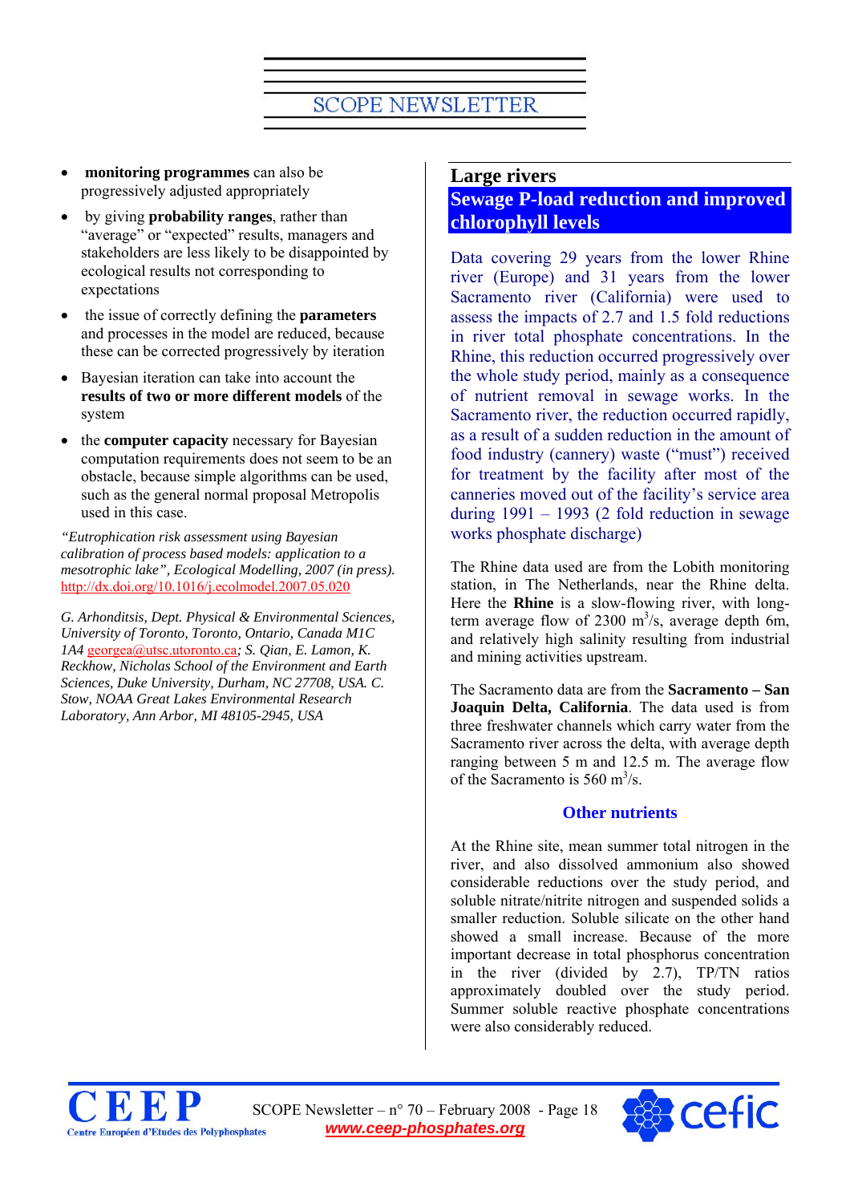- **monitoring programmes** can also be progressively adjusted appropriately
- by giving **probability ranges**, rather than "average" or "expected" results, managers and stakeholders are less likely to be disappointed by ecological results not corresponding to expectations
- the issue of correctly defining the **parameters** and processes in the model are reduced, because these can be corrected progressively by iteration
- Bayesian iteration can take into account the **results of two or more different models** of the system
- the **computer capacity** necessary for Bayesian computation requirements does not seem to be an obstacle, because simple algorithms can be used, such as the general normal proposal Metropolis used in this case.

*"Eutrophication risk assessment using Bayesian calibration of process based models: application to a mesotrophic lake", Ecological Modelling, 2007 (in press).* http://dx.doi.org/10.1016/j.ecolmodel.2007.05.020

*G. Arhonditsis, Dept. Physical & Environmental Sciences, University of Toronto, Toronto, Ontario, Canada M1C 1A4* georgea@utsc.utoronto.ca*; S. Qian, E. Lamon, K. Reckhow, Nicholas School of the Environment and Earth Sciences, Duke University, Durham, NC 27708, USA. C. Stow, NOAA Great Lakes Environmental Research Laboratory, Ann Arbor, MI 48105-2945, USA*

## Large rivers

## Sewage P-load reduction and improved chlorophyll levels

Data covering 29 years from the lower Rhine river (Europe) and 31 years from the lower Sacramento river (California) were used to assess the impacts of 2.7 and 1.5 fold reductions in river total phosphate concentrations. In the Rhine, this reduction occurred progressively over the whole study period, mainly as a consequence of nutrient removal in sewage works. In the Sacramento river, the reduction occurred rapidly, as a result of a sudden reduction in the amount of food industry (cannery) waste ("must") received for treatment by the facility after most of the canneries moved out of the facility's service area during 1991 – 1993 (2 fold reduction in sewage works phosphate discharge)

The Rhine data used are from the Lobith monitoring station, in The Netherlands, near the Rhine delta. Here the **Rhine** is a slow-flowing river, with long-term average flow of 2300 $m^3$/s, average depth 6m, and relatively high salinity resulting from industrial and mining activities upstream.

The Sacramento data are from the **Sacramento – San Joaquin Delta, California**. The data used is from three freshwater channels which carry water from the Sacramento river across the delta, with average depth ranging between 5 m and 12.5 m. The average flow of the Sacramento is 560 $m^3$/s.

### Other nutrients

At the Rhine site, mean summer total nitrogen in the river, and also dissolved ammonium also showed considerable reductions over the study period, and soluble nitrate/nitrite nitrogen and suspended solids a smaller reduction. Soluble silicate on the other hand showed a small increase. Because of the more important decrease in total phosphorus concentration in the river (divided by 2.7), TP/TN ratios approximately doubled over the study period. Summer soluble reactive phosphate concentrations were also considerably reduced.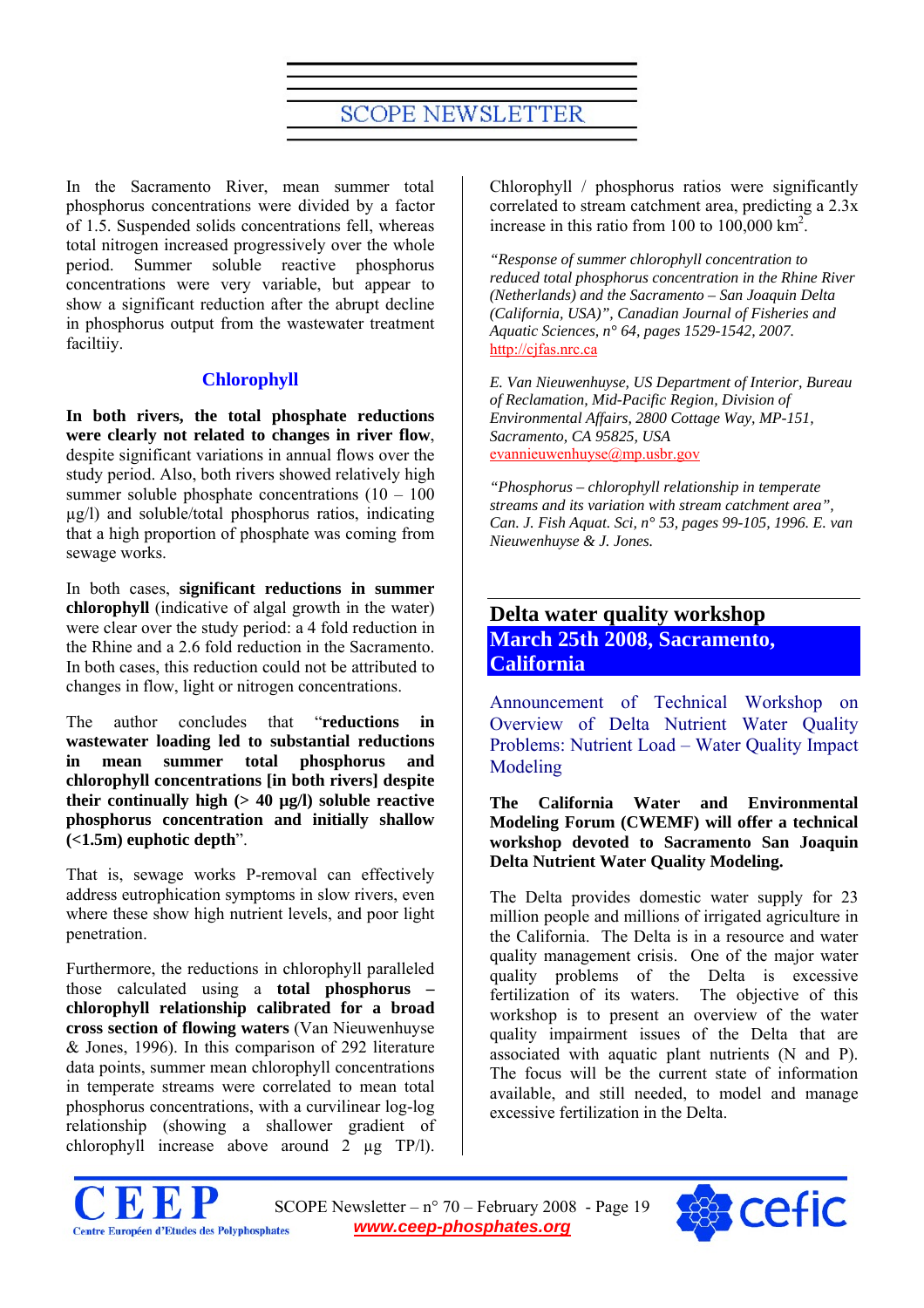In the Sacramento River, mean summer total phosphorus concentrations were divided by a factor of 1.5. Suspended solids concentrations fell, whereas total nitrogen increased progressively over the whole period. Summer soluble reactive phosphorus concentrations were very variable, but appear to show a significant reduction after the abrupt decline in phosphorus output from the wastewater treatment faciltiiy.

### Chlorophyll

**In both rivers, the total phosphate reductions were clearly not related to changes in river flow**, despite significant variations in annual flows over the study period. Also, both rivers showed relatively high summer soluble phosphate concentrations (10 – 100 µg/l) and soluble/total phosphorus ratios, indicating that a high proportion of phosphate was coming from sewage works.

In both cases, **significant reductions in summer chlorophyll** (indicative of algal growth in the water) were clear over the study period: a 4 fold reduction in the Rhine and a 2.6 fold reduction in the Sacramento. In both cases, this reduction could not be attributed to changes in flow, light or nitrogen concentrations.

The author concludes that "**reductions in wastewater loading led to substantial reductions in mean summer total phosphorus and chlorophyll concentrations [in both rivers] despite their continually high (> 40 µg/l) soluble reactive phosphorus concentration and initially shallow (<1.5m) euphotic depth**".

That is, sewage works P-removal can effectively address eutrophication symptoms in slow rivers, even where these show high nutrient levels, and poor light penetration.

Furthermore, the reductions in chlorophyll paralleled those calculated using a **total phosphorus – chlorophyll relationship calibrated for a broad cross section of flowing waters** (Van Nieuwenhuyse & Jones, 1996). In this comparison of 292 literature data points, summer mean chlorophyll concentrations in temperate streams were correlated to mean total phosphorus concentrations, with a curvilinear log-log relationship (showing a shallower gradient of chlorophyll increase above around 2 µg TP/l). Chlorophyll / phosphorus ratios were significantly correlated to stream catchment area, predicting a 2.3x increase in this ratio from 100 to 100,000 km$^2$.

*"Response of summer chlorophyll concentration to reduced total phosphorus concentration in the Rhine River (Netherlands) and the Sacramento – San Joaquin Delta (California, USA)", Canadian Journal of Fisheries and Aquatic Sciences, n° 64, pages 1529-1542, 2007.* http://cjfas.nrc.ca

*E. Van Nieuwenhuyse, US Department of Interior, Bureau of Reclamation, Mid-Pacific Region, Division of Environmental Affairs, 2800 Cottage Way, MP-151, Sacramento, CA 95825, USA* evannieuwenhuyse@mp.usbr.gov

*"Phosphorus – chlorophyll relationship in temperate streams and its variation with stream catchment area", Can. J. Fish Aquat. Sci, n° 53, pages 99-105, 1996. E. van Nieuwenhuyse & J. Jones.*

## Delta water quality workshop

## March 25th 2008, Sacramento, California

Announcement of Technical Workshop on Overview of Delta Nutrient Water Quality Problems: Nutrient Load – Water Quality Impact Modeling

**The California Water and Environmental Modeling Forum (CWEMF) will offer a technical workshop devoted to Sacramento San Joaquin Delta Nutrient Water Quality Modeling.**

The Delta provides domestic water supply for 23 million people and millions of irrigated agriculture in the California. The Delta is in a resource and water quality management crisis. One of the major water quality problems of the Delta is excessive fertilization of its waters. The objective of this workshop is to present an overview of the water quality impairment issues of the Delta that are associated with aquatic plant nutrients (N and P). The focus will be the current state of information available, and still needed, to model and manage excessive fertilization in the Delta.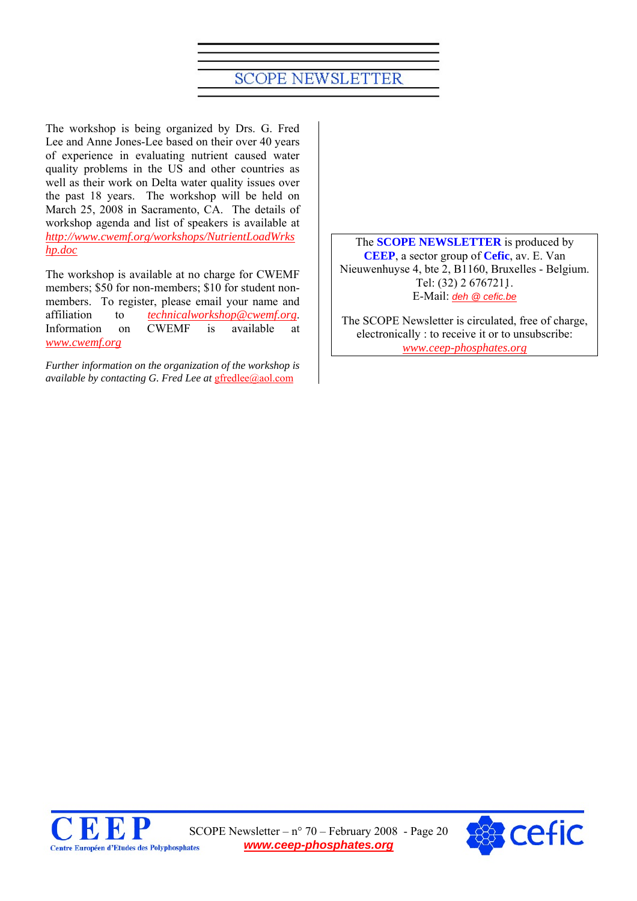The workshop is being organized by Drs. G. Fred Lee and Anne Jones-Lee based on their over 40 years of experience in evaluating nutrient caused water quality problems in the US and other countries as well as their work on Delta water quality issues over the past 18 years. The workshop will be held on March 25, 2008 in Sacramento, CA. The details of workshop agenda and list of speakers is available at *http://www.cwemf.org/workshops/NutrientLoadWrkshp.doc*

The workshop is available at no charge for CWEMF members; $50 for non-members; $10 for student non-members. To register, please email your name and affiliation to *technicalworkshop@cwemf.org*. Information on CWEMF is available at *www.cwemf.org*

*Further information on the organization of the workshop is available by contacting G. Fred Lee at* gfredlee@aol.com

The **SCOPE NEWSLETTER** is produced by **CEEP**, a sector group of **Cefic**, av. E. Van Nieuwenhuyse 4, bte 2, B1160, Bruxelles - Belgium. Tel: (32) 2 6767211. E-Mail: *deh @ cefic.be*

The SCOPE Newsletter is circulated, free of charge, electronically : to receive it or to unsubscribe: *www.ceep-phosphates.org*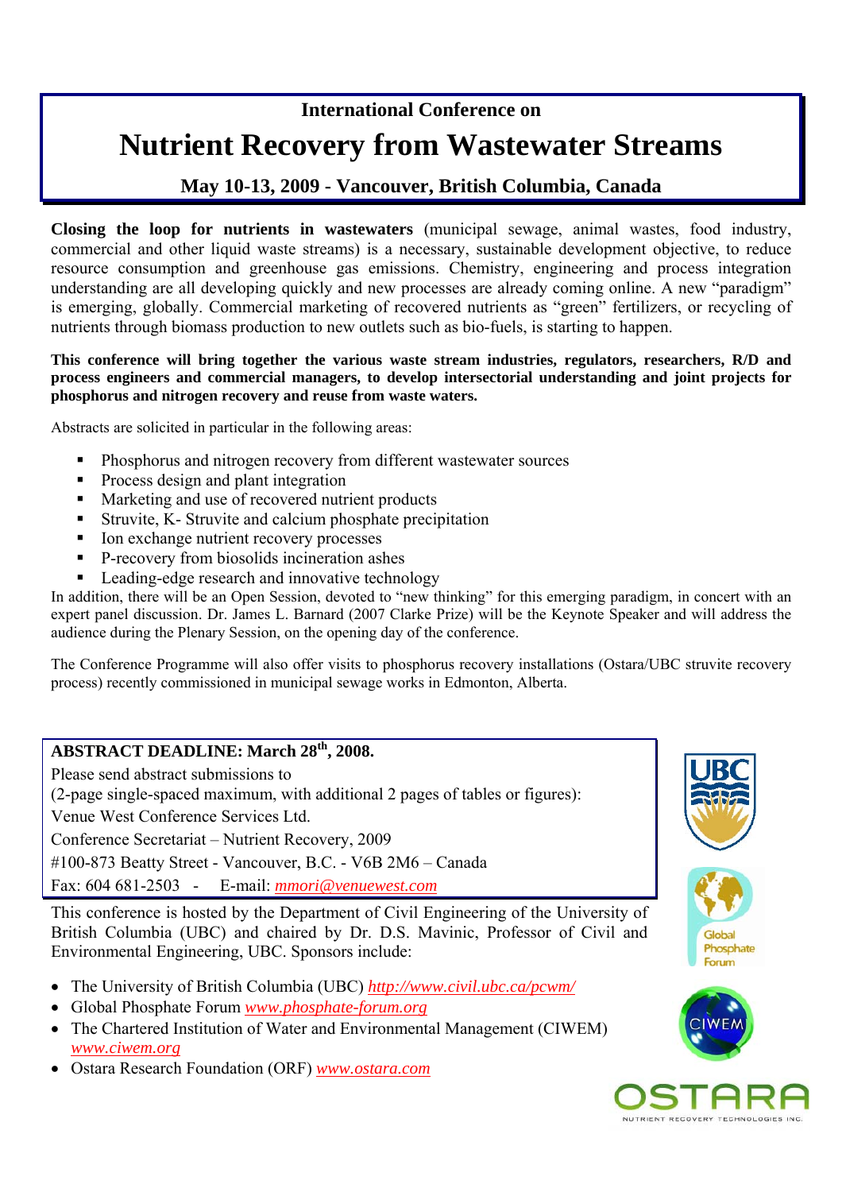International Conference on

# Nutrient Recovery from Wastewater Streams

## May 10-13, 2009 - Vancouver, British Columbia, Canada

**Closing the loop for nutrients in wastewaters** (municipal sewage, animal wastes, food industry, commercial and other liquid waste streams) is a necessary, sustainable development objective, to reduce resource consumption and greenhouse gas emissions. Chemistry, engineering and process integration understanding are all developing quickly and new processes are already coming online. A new "paradigm" is emerging, globally. Commercial marketing of recovered nutrients as "green" fertilizers, or recycling of nutrients through biomass production to new outlets such as bio-fuels, is starting to happen.

**This conference will bring together the various waste stream industries, regulators, researchers, R/D and process engineers and commercial managers, to develop intersectorial understanding and joint projects for phosphorus and nitrogen recovery and reuse from waste waters.**

Abstracts are solicited in particular in the following areas:

- Phosphorus and nitrogen recovery from different wastewater sources
- Process design and plant integration
- Marketing and use of recovered nutrient products
- Struvite, K- Struvite and calcium phosphate precipitation
- Ion exchange nutrient recovery processes
- P-recovery from biosolids incineration ashes
- Leading-edge research and innovative technology

In addition, there will be an Open Session, devoted to "new thinking" for this emerging paradigm, in concert with an expert panel discussion. Dr. James L. Barnard (2007 Clarke Prize) will be the Keynote Speaker and will address the audience during the Plenary Session, on the opening day of the conference.

The Conference Programme will also offer visits to phosphorus recovery installations (Ostara/UBC struvite recovery process) recently commissioned in municipal sewage works in Edmonton, Alberta.

**ABSTRACT DEADLINE: March 28th, 2008.**

Please send abstract submissions to
(2-page single-spaced maximum, with additional 2 pages of tables or figures):
Venue West Conference Services Ltd.
Conference Secretariat – Nutrient Recovery, 2009
#100-873 Beatty Street - Vancouver, B.C. - V6B 2M6 – Canada
Fax: 604 681-2503 - E-mail: *mmori@venuewest.com*

This conference is hosted by the Department of Civil Engineering of the University of British Columbia (UBC) and chaired by Dr. D.S. Mavinic, Professor of Civil and Environmental Engineering, UBC. Sponsors include:

- The University of British Columbia (UBC) *http://www.civil.ubc.ca/pcwm/*
- Global Phosphate Forum *www.phosphate-forum.org*
- The Chartered Institution of Water and Environmental Management (CIWEM) *www.ciwem.org*
- Ostara Research Foundation (ORF) *www.ostara.com*

UBC

Global Phosphate Forum

CIWEM

OSTARA
NUTRIENT RECOVERY TECHNOLOGIES INC.